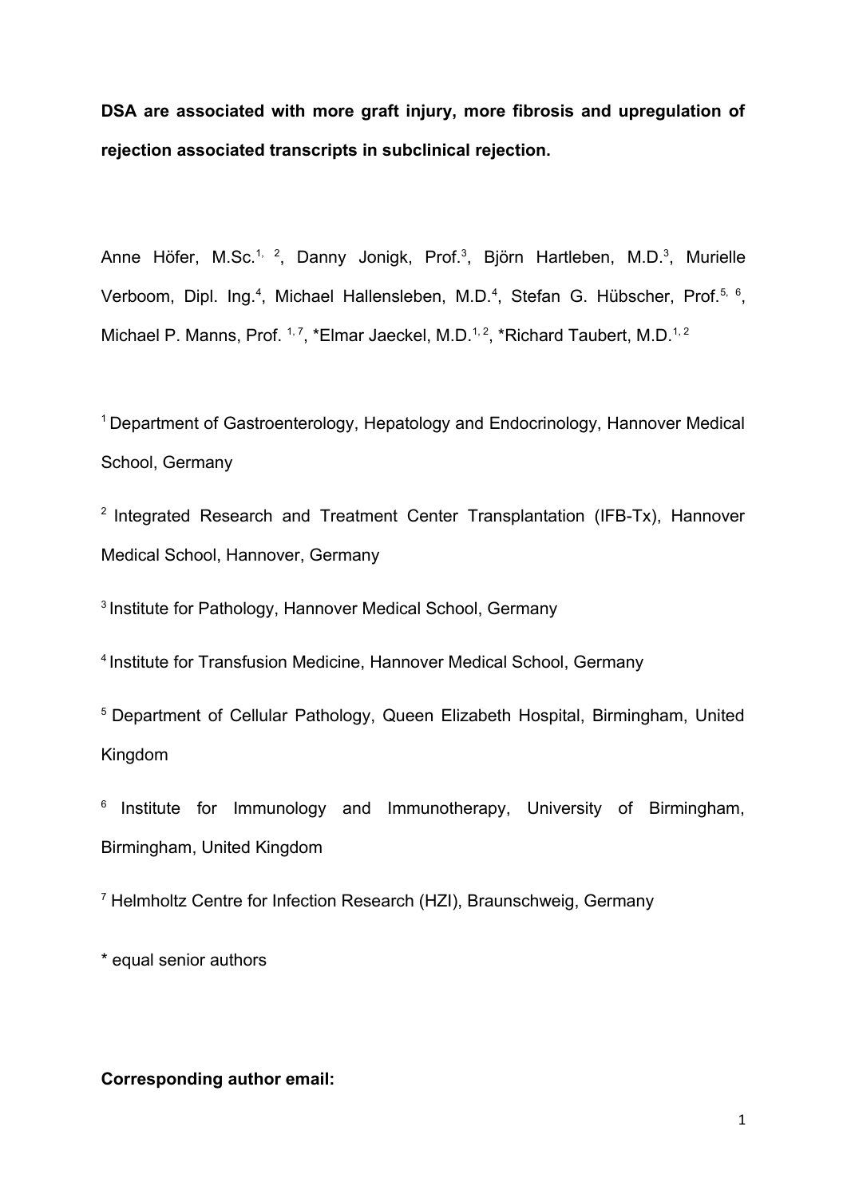# DSA are associated with more graft injury, more fibrosis and upregulation of rejection associated transcripts in subclinical rejection.

Anne Höfer, M.Sc.[1, 2], Danny Jonigk, Prof.[3], Björn Hartleben, M.D.[3], Murielle Verboom, Dipl. Ing.[4], Michael Hallensleben, M.D.[4], Stefan G. Hübscher, Prof.[5, 6], Michael P. Manns, Prof. [1, 7], *Elmar Jaeckel, M.D.[1, 2], *Richard Taubert, M.D.[1, 2]

[1] Department of Gastroenterology, Hepatology and Endocrinology, Hannover Medical School, Germany

[2] Integrated Research and Treatment Center Transplantation (IFB-Tx), Hannover Medical School, Hannover, Germany

[3] Institute for Pathology, Hannover Medical School, Germany

[4] Institute for Transfusion Medicine, Hannover Medical School, Germany

[5] Department of Cellular Pathology, Queen Elizabeth Hospital, Birmingham, United Kingdom

[6] Institute for Immunology and Immunotherapy, University of Birmingham, Birmingham, United Kingdom

[7] Helmholtz Centre for Infection Research (HZI), Braunschweig, Germany

* equal senior authors

**Corresponding author email:**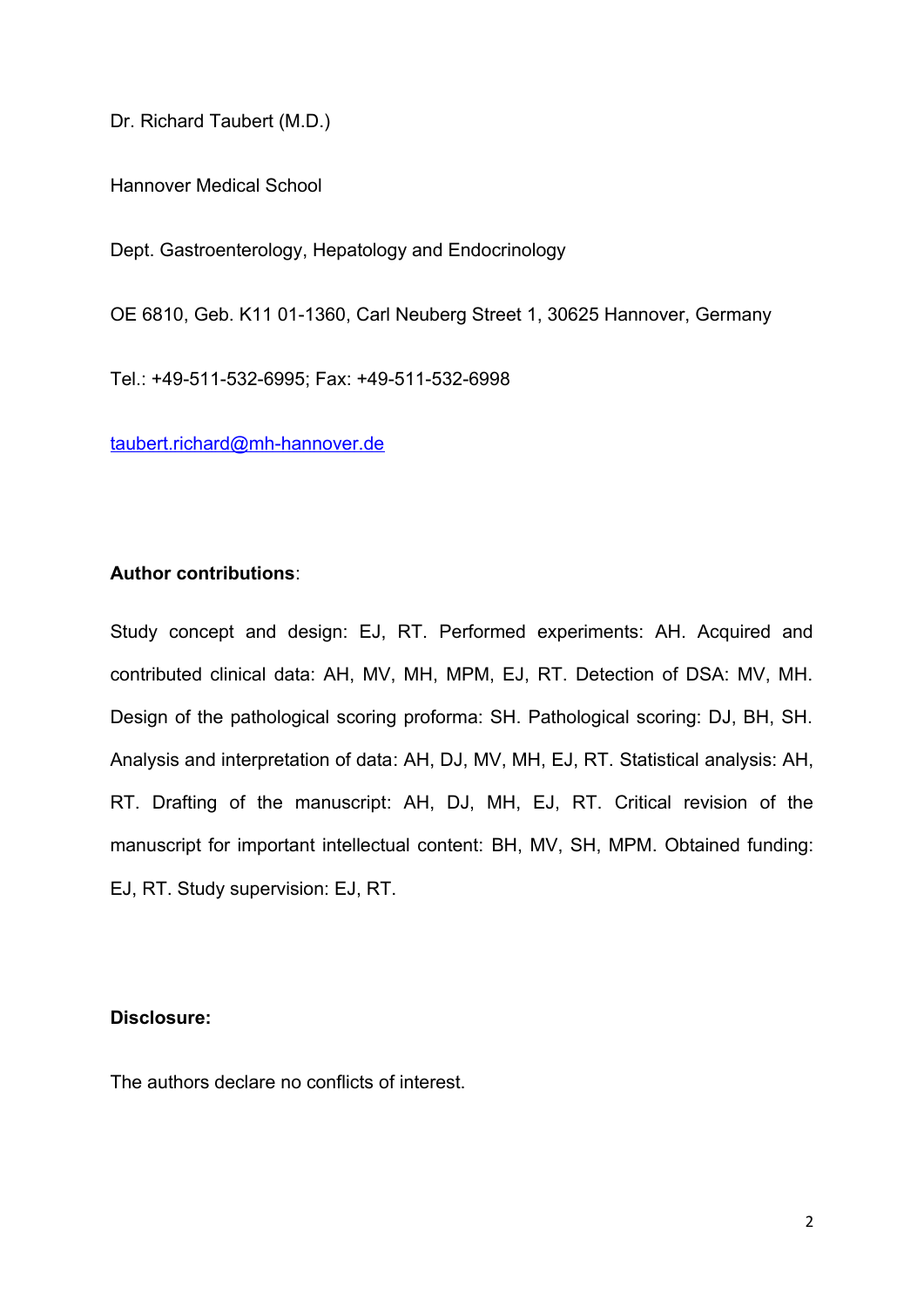Dr. Richard Taubert (M.D.)

Hannover Medical School

Dept. Gastroenterology, Hepatology and Endocrinology

OE 6810, Geb. K11 01-1360, Carl Neuberg Street 1, 30625 Hannover, Germany

Tel.: +49-511-532-6995; Fax: +49-511-532-6998

taubert.richard@mh-hannover.de

**Author contributions**:

Study concept and design: EJ, RT. Performed experiments: AH. Acquired and contributed clinical data: AH, MV, MH, MPM, EJ, RT. Detection of DSA: MV, MH. Design of the pathological scoring proforma: SH. Pathological scoring: DJ, BH, SH. Analysis and interpretation of data: AH, DJ, MV, MH, EJ, RT. Statistical analysis: AH, RT. Drafting of the manuscript: AH, DJ, MH, EJ, RT. Critical revision of the manuscript for important intellectual content: BH, MV, SH, MPM. Obtained funding: EJ, RT. Study supervision: EJ, RT.

**Disclosure:**

The authors declare no conflicts of interest.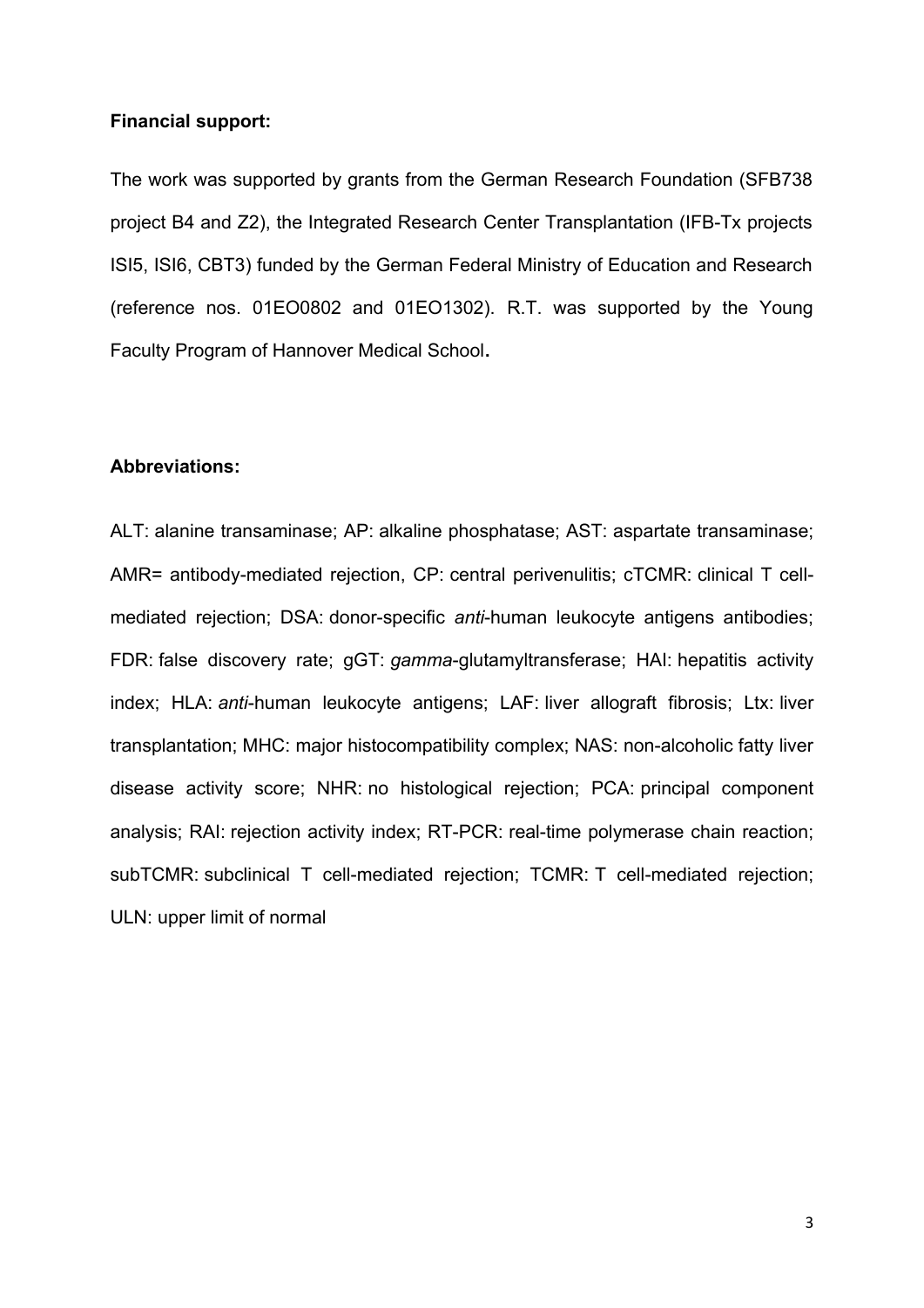**Financial support:**

The work was supported by grants from the German Research Foundation (SFB738 project B4 and Z2), the Integrated Research Center Transplantation (IFB-Tx projects ISI5, ISI6, CBT3) funded by the German Federal Ministry of Education and Research (reference nos. 01EO0802 and 01EO1302). R.T. was supported by the Young Faculty Program of Hannover Medical School**.**

**Abbreviations:**

ALT: alanine transaminase; AP: alkaline phosphatase; AST: aspartate transaminase; AMR= antibody-mediated rejection, CP: central perivenulitis; cTCMR: clinical T cell-mediated rejection; DSA: donor-specific *anti*-human leukocyte antigens antibodies; FDR: false discovery rate; gGT: *gamma*-glutamyltransferase; HAI: hepatitis activity index; HLA: *anti*-human leukocyte antigens; LAF: liver allograft fibrosis; Ltx: liver transplantation; MHC: major histocompatibility complex; NAS: non-alcoholic fatty liver disease activity score; NHR: no histological rejection; PCA: principal component analysis; RAI: rejection activity index; RT-PCR: real-time polymerase chain reaction; subTCMR: subclinical T cell-mediated rejection; TCMR: T cell-mediated rejection; ULN: upper limit of normal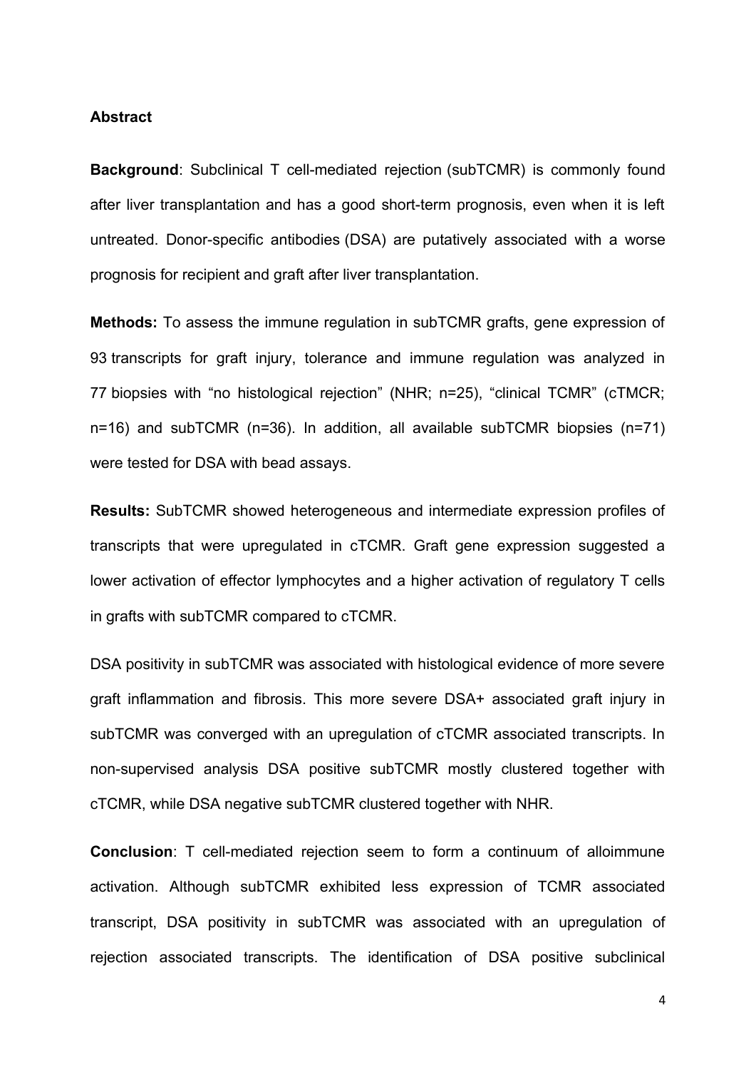**Abstract**

**Background**: Subclinical T cell-mediated rejection (subTCMR) is commonly found after liver transplantation and has a good short-term prognosis, even when it is left untreated. Donor-specific antibodies (DSA) are putatively associated with a worse prognosis for recipient and graft after liver transplantation.

**Methods:** To assess the immune regulation in subTCMR grafts, gene expression of 93 transcripts for graft injury, tolerance and immune regulation was analyzed in 77 biopsies with "no histological rejection" (NHR; n=25), "clinical TCMR" (cTMCR; n=16) and subTCMR (n=36). In addition, all available subTCMR biopsies (n=71) were tested for DSA with bead assays.

**Results:** SubTCMR showed heterogeneous and intermediate expression profiles of transcripts that were upregulated in cTCMR. Graft gene expression suggested a lower activation of effector lymphocytes and a higher activation of regulatory T cells in grafts with subTCMR compared to cTCMR.

DSA positivity in subTCMR was associated with histological evidence of more severe graft inflammation and fibrosis. This more severe DSA+ associated graft injury in subTCMR was converged with an upregulation of cTCMR associated transcripts. In non-supervised analysis DSA positive subTCMR mostly clustered together with cTCMR, while DSA negative subTCMR clustered together with NHR.

**Conclusion**: T cell-mediated rejection seem to form a continuum of alloimmune activation. Although subTCMR exhibited less expression of TCMR associated transcript, DSA positivity in subTCMR was associated with an upregulation of rejection associated transcripts. The identification of DSA positive subclinical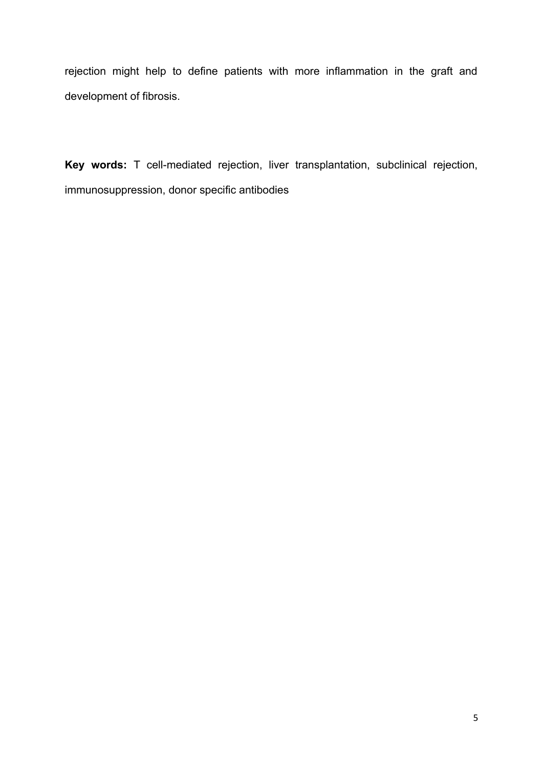rejection might help to define patients with more inflammation in the graft and development of fibrosis.

**Key words:** T cell-mediated rejection, liver transplantation, subclinical rejection, immunosuppression, donor specific antibodies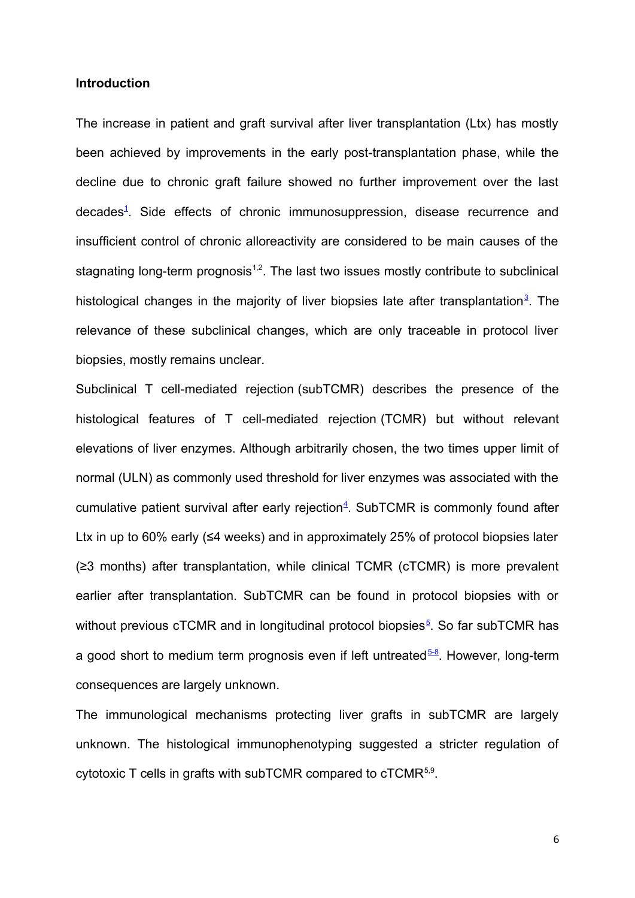## Introduction

The increase in patient and graft survival after liver transplantation (Ltx) has mostly been achieved by improvements in the early post-transplantation phase, while the decline due to chronic graft failure showed no further improvement over the last decades[1]. Side effects of chronic immunosuppression, disease recurrence and insufficient control of chronic alloreactivity are considered to be main causes of the stagnating long-term prognosis[1,2]. The last two issues mostly contribute to subclinical histological changes in the majority of liver biopsies late after transplantation[3]. The relevance of these subclinical changes, which are only traceable in protocol liver biopsies, mostly remains unclear.

Subclinical T cell-mediated rejection (subTCMR) describes the presence of the histological features of T cell-mediated rejection (TCMR) but without relevant elevations of liver enzymes. Although arbitrarily chosen, the two times upper limit of normal (ULN) as commonly used threshold for liver enzymes was associated with the cumulative patient survival after early rejection[4]. SubTCMR is commonly found after Ltx in up to 60% early (≤4 weeks) and in approximately 25% of protocol biopsies later (≥3 months) after transplantation, while clinical TCMR (cTCMR) is more prevalent earlier after transplantation. SubTCMR can be found in protocol biopsies with or without previous cTCMR and in longitudinal protocol biopsies[5]. So far subTCMR has a good short to medium term prognosis even if left untreated[5-8]. However, long-term consequences are largely unknown.

The immunological mechanisms protecting liver grafts in subTCMR are largely unknown. The histological immunophenotyping suggested a stricter regulation of cytotoxic T cells in grafts with subTCMR compared to cTCMR[5,9].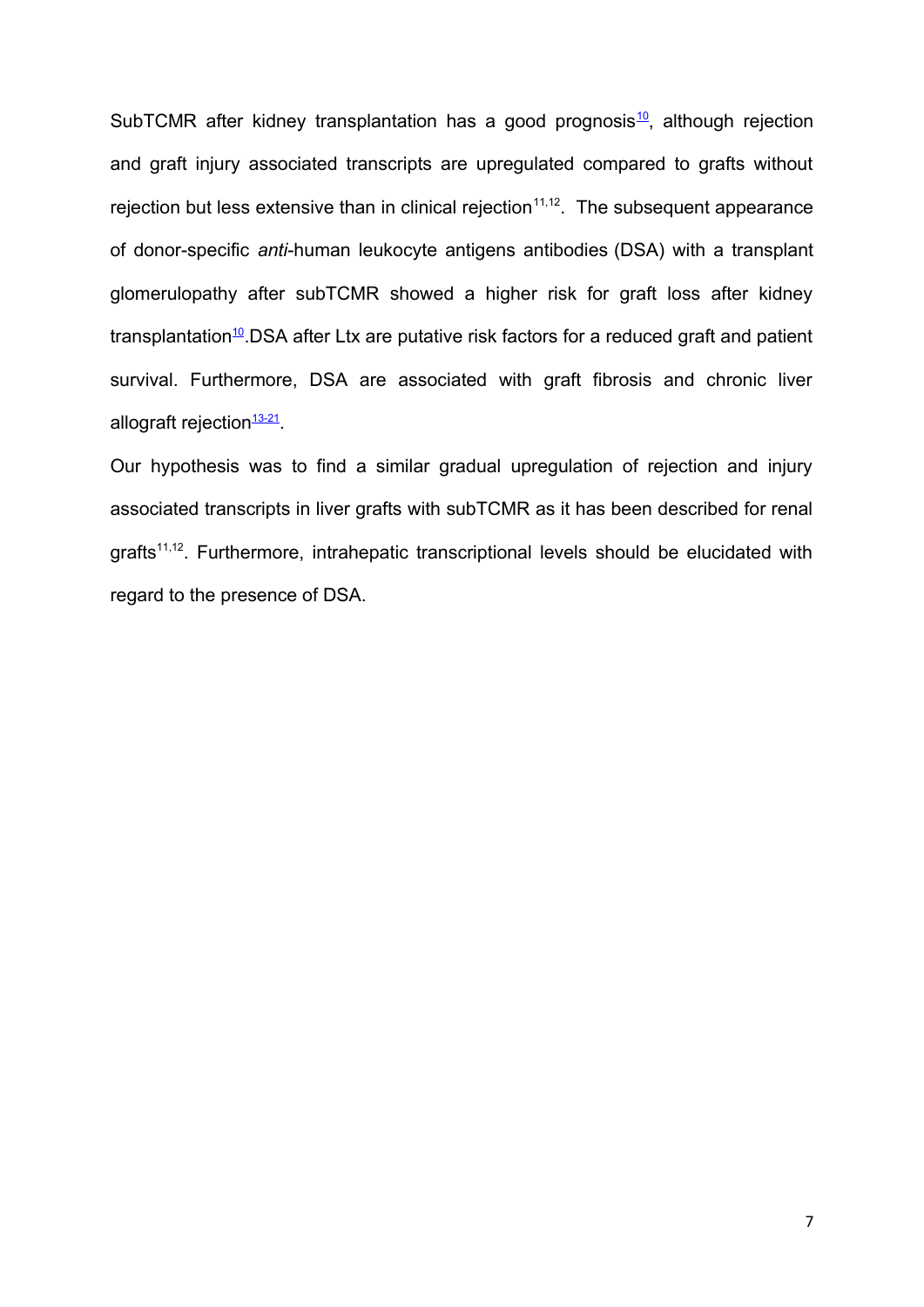SubTCMR after kidney transplantation has a good prognosis[10], although rejection and graft injury associated transcripts are upregulated compared to grafts without rejection but less extensive than in clinical rejection[11,12]. The subsequent appearance of donor-specific *anti*-human leukocyte antigens antibodies (DSA) with a transplant glomerulopathy after subTCMR showed a higher risk for graft loss after kidney transplantation[10].DSA after Ltx are putative risk factors for a reduced graft and patient survival. Furthermore, DSA are associated with graft fibrosis and chronic liver allograft rejection[13-21].

Our hypothesis was to find a similar gradual upregulation of rejection and injury associated transcripts in liver grafts with subTCMR as it has been described for renal grafts[11,12]. Furthermore, intrahepatic transcriptional levels should be elucidated with regard to the presence of DSA.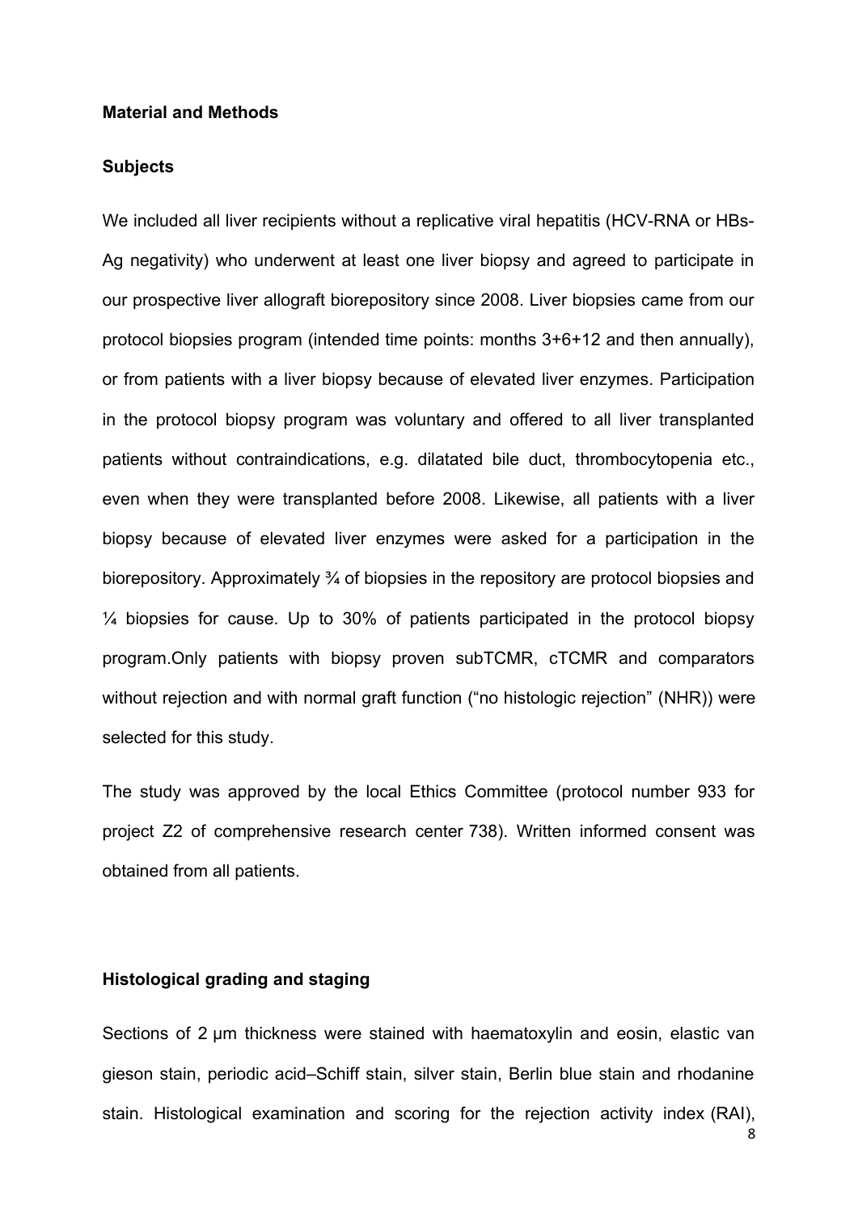## Material and Methods

### Subjects

We included all liver recipients without a replicative viral hepatitis (HCV-RNA or HBs-Ag negativity) who underwent at least one liver biopsy and agreed to participate in our prospective liver allograft biorepository since 2008. Liver biopsies came from our protocol biopsies program (intended time points: months 3+6+12 and then annually), or from patients with a liver biopsy because of elevated liver enzymes. Participation in the protocol biopsy program was voluntary and offered to all liver transplanted patients without contraindications, e.g. dilatated bile duct, thrombocytopenia etc., even when they were transplanted before 2008. Likewise, all patients with a liver biopsy because of elevated liver enzymes were asked for a participation in the biorepository. Approximately ¾ of biopsies in the repository are protocol biopsies and ¼ biopsies for cause. Up to 30% of patients participated in the protocol biopsy program.Only patients with biopsy proven subTCMR, cTCMR and comparators without rejection and with normal graft function ("no histologic rejection" (NHR)) were selected for this study.

The study was approved by the local Ethics Committee (protocol number 933 for project Z2 of comprehensive research center 738). Written informed consent was obtained from all patients.

### Histological grading and staging

Sections of 2 µm thickness were stained with haematoxylin and eosin, elastic van gieson stain, periodic acid–Schiff stain, silver stain, Berlin blue stain and rhodanine stain. Histological examination and scoring for the rejection activity index (RAI),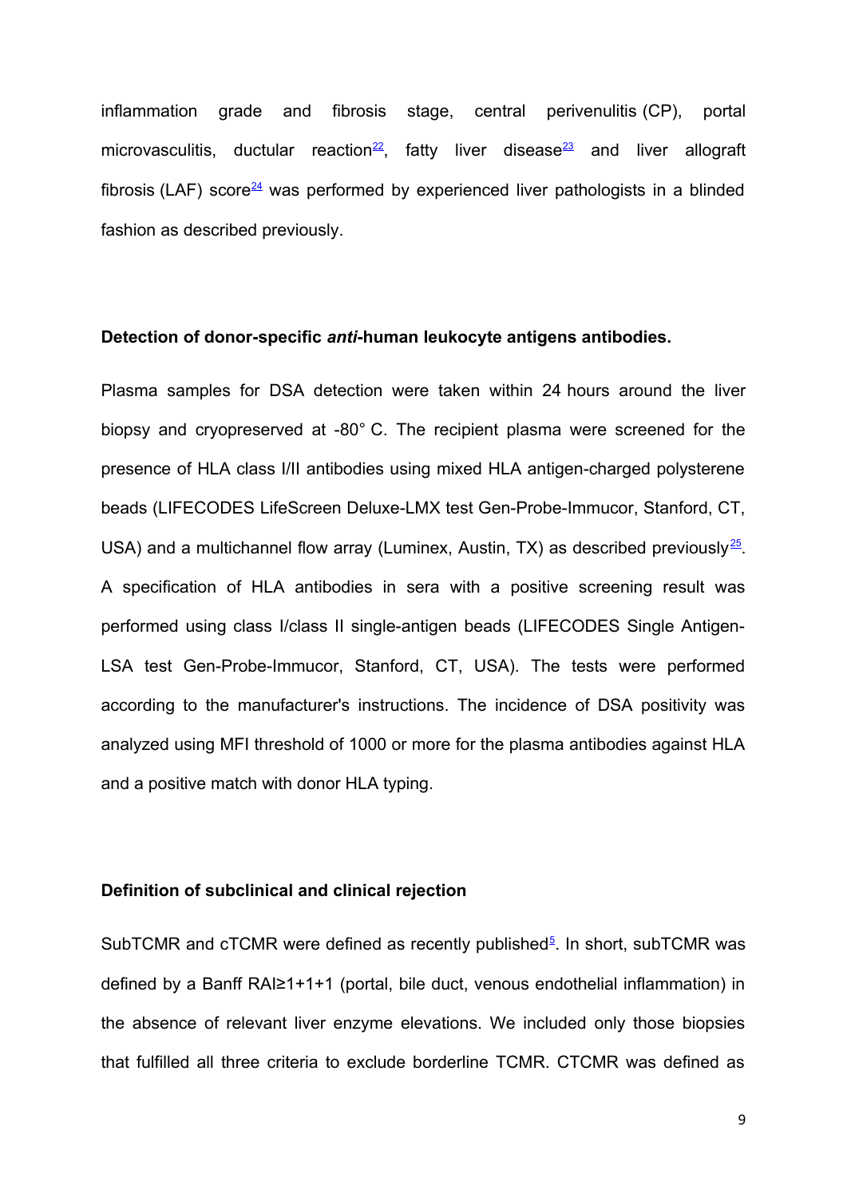inflammation grade and fibrosis stage, central perivenulitis (CP), portal microvasculitis, ductular reaction[22], fatty liver disease[23] and liver allograft fibrosis (LAF) score[24] was performed by experienced liver pathologists in a blinded fashion as described previously.

### Detection of donor-specific *anti*-human leukocyte antigens antibodies.

Plasma samples for DSA detection were taken within 24 hours around the liver biopsy and cryopreserved at -80° C. The recipient plasma were screened for the presence of HLA class I/II antibodies using mixed HLA antigen-charged polysterene beads (LIFECODES LifeScreen Deluxe-LMX test Gen-Probe-Immucor, Stanford, CT, USA) and a multichannel flow array (Luminex, Austin, TX) as described previously[25]. A specification of HLA antibodies in sera with a positive screening result was performed using class I/class II single-antigen beads (LIFECODES Single Antigen-LSA test Gen-Probe-Immucor, Stanford, CT, USA). The tests were performed according to the manufacturer's instructions. The incidence of DSA positivity was analyzed using MFI threshold of 1000 or more for the plasma antibodies against HLA and a positive match with donor HLA typing.

### Definition of subclinical and clinical rejection

SubTCMR and cTCMR were defined as recently published[5]. In short, subTCMR was defined by a Banff RAI≥1+1+1 (portal, bile duct, venous endothelial inflammation) in the absence of relevant liver enzyme elevations. We included only those biopsies that fulfilled all three criteria to exclude borderline TCMR. CTCMR was defined as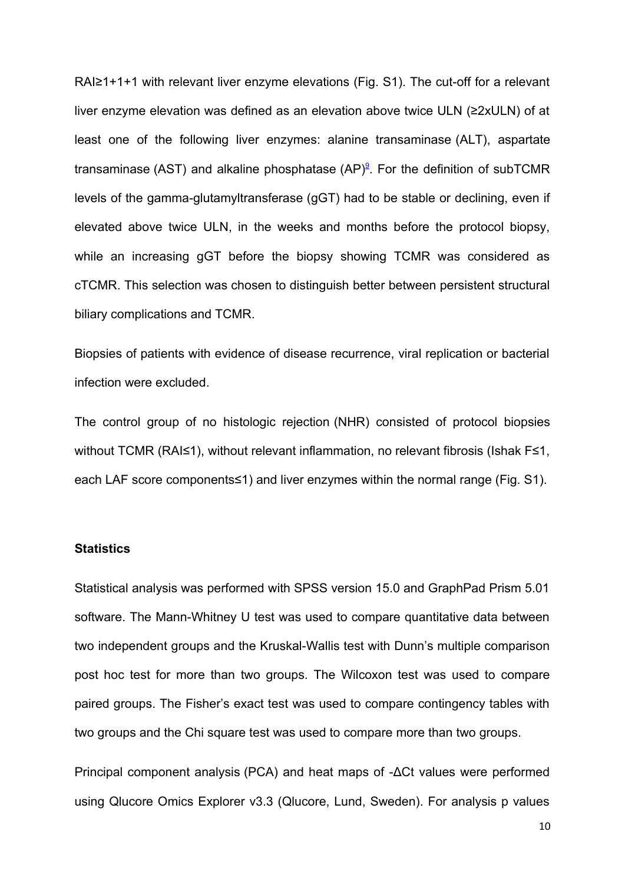RAI≥1+1+1 with relevant liver enzyme elevations (Fig. S1). The cut-off for a relevant liver enzyme elevation was defined as an elevation above twice ULN (≥2xULN) of at least one of the following liver enzymes: alanine transaminase (ALT), aspartate transaminase (AST) and alkaline phosphatase (AP)[9]. For the definition of subTCMR levels of the gamma-glutamyltransferase (gGT) had to be stable or declining, even if elevated above twice ULN, in the weeks and months before the protocol biopsy, while an increasing gGT before the biopsy showing TCMR was considered as cTCMR. This selection was chosen to distinguish better between persistent structural biliary complications and TCMR.

Biopsies of patients with evidence of disease recurrence, viral replication or bacterial infection were excluded.

The control group of no histologic rejection (NHR) consisted of protocol biopsies without TCMR (RAI≤1), without relevant inflammation, no relevant fibrosis (Ishak F≤1, each LAF score components≤1) and liver enzymes within the normal range (Fig. S1).

### Statistics

Statistical analysis was performed with SPSS version 15.0 and GraphPad Prism 5.01 software. The Mann-Whitney U test was used to compare quantitative data between two independent groups and the Kruskal-Wallis test with Dunn's multiple comparison post hoc test for more than two groups. The Wilcoxon test was used to compare paired groups. The Fisher's exact test was used to compare contingency tables with two groups and the Chi square test was used to compare more than two groups.

Principal component analysis (PCA) and heat maps of -ΔCt values were performed using Qlucore Omics Explorer v3.3 (Qlucore, Lund, Sweden). For analysis p values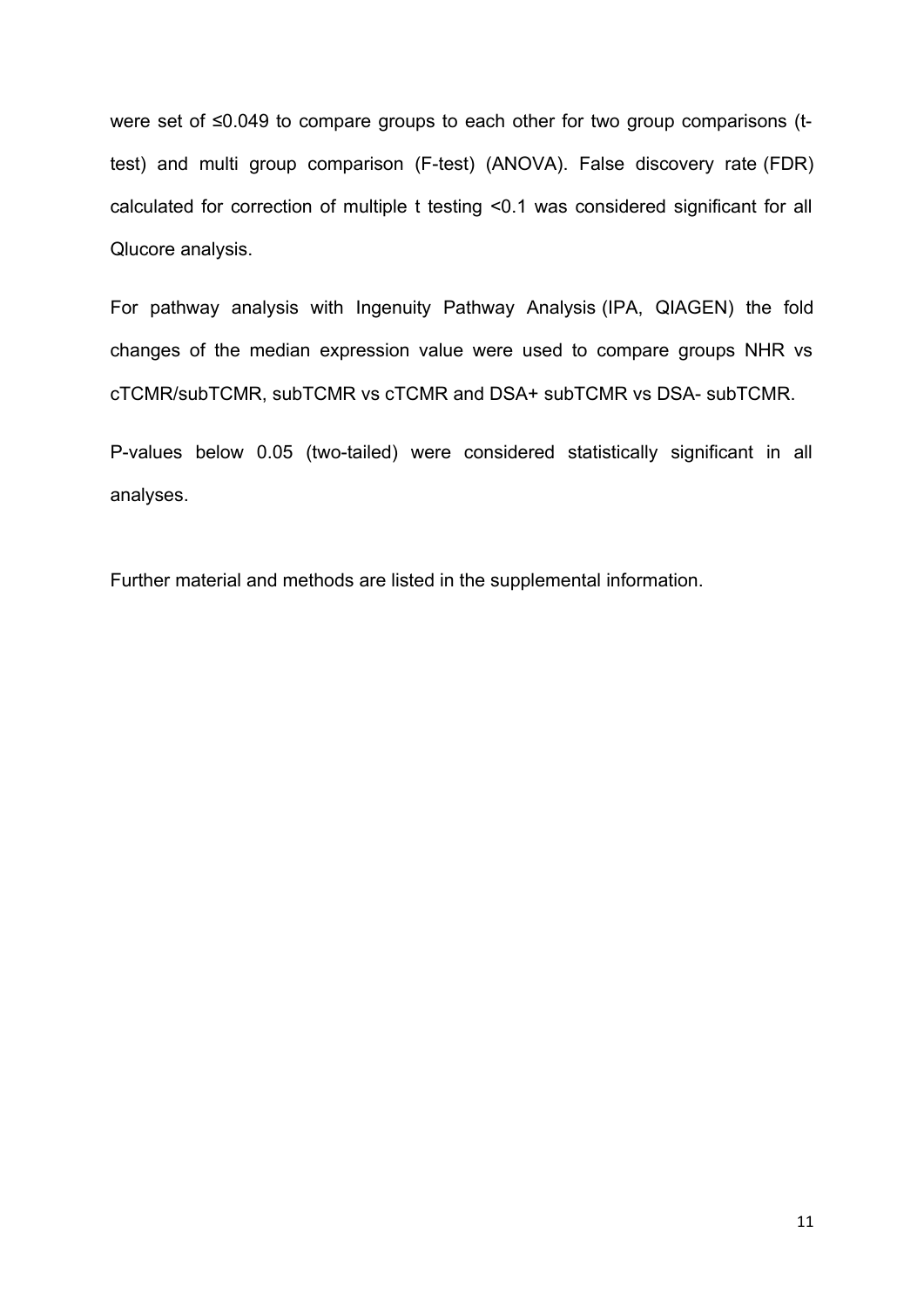were set of ≤0.049 to compare groups to each other for two group comparisons (t-test) and multi group comparison (F-test) (ANOVA). False discovery rate (FDR) calculated for correction of multiple t testing <0.1 was considered significant for all Qlucore analysis.

For pathway analysis with Ingenuity Pathway Analysis (IPA, QIAGEN) the fold changes of the median expression value were used to compare groups NHR vs cTCMR/subTCMR, subTCMR vs cTCMR and DSA+ subTCMR vs DSA- subTCMR.

P-values below 0.05 (two-tailed) were considered statistically significant in all analyses.

Further material and methods are listed in the supplemental information.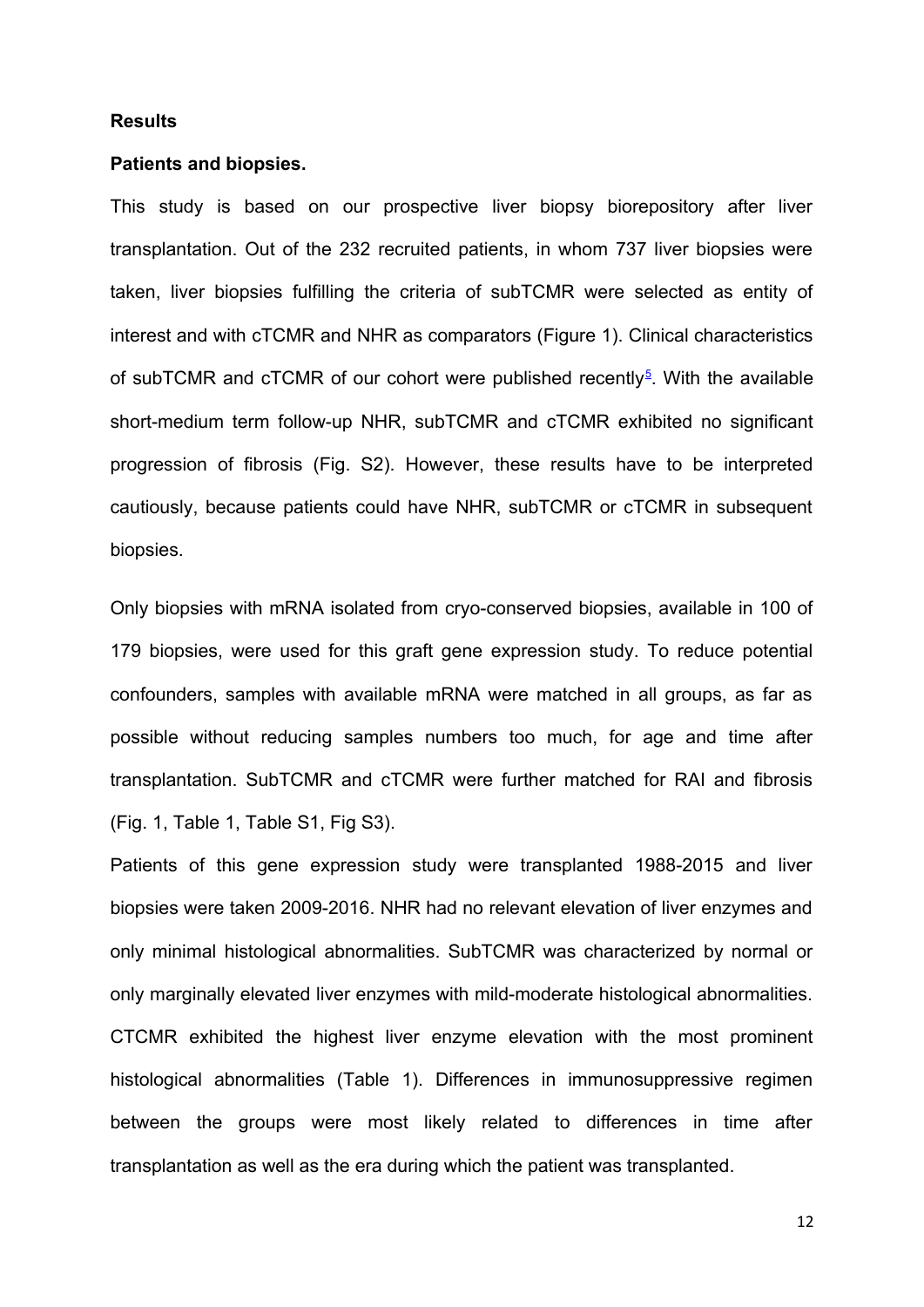## Results

### Patients and biopsies.

This study is based on our prospective liver biopsy biorepository after liver transplantation. Out of the 232 recruited patients, in whom 737 liver biopsies were taken, liver biopsies fulfilling the criteria of subTCMR were selected as entity of interest and with cTCMR and NHR as comparators (Figure 1). Clinical characteristics of subTCMR and cTCMR of our cohort were published recently[5]. With the available short-medium term follow-up NHR, subTCMR and cTCMR exhibited no significant progression of fibrosis (Fig. S2). However, these results have to be interpreted cautiously, because patients could have NHR, subTCMR or cTCMR in subsequent biopsies.

Only biopsies with mRNA isolated from cryo-conserved biopsies, available in 100 of 179 biopsies, were used for this graft gene expression study. To reduce potential confounders, samples with available mRNA were matched in all groups, as far as possible without reducing samples numbers too much, for age and time after transplantation. SubTCMR and cTCMR were further matched for RAI and fibrosis (Fig. 1, Table 1, Table S1, Fig S3).

Patients of this gene expression study were transplanted 1988-2015 and liver biopsies were taken 2009-2016. NHR had no relevant elevation of liver enzymes and only minimal histological abnormalities. SubTCMR was characterized by normal or only marginally elevated liver enzymes with mild-moderate histological abnormalities. CTCMR exhibited the highest liver enzyme elevation with the most prominent histological abnormalities (Table 1). Differences in immunosuppressive regimen between the groups were most likely related to differences in time after transplantation as well as the era during which the patient was transplanted.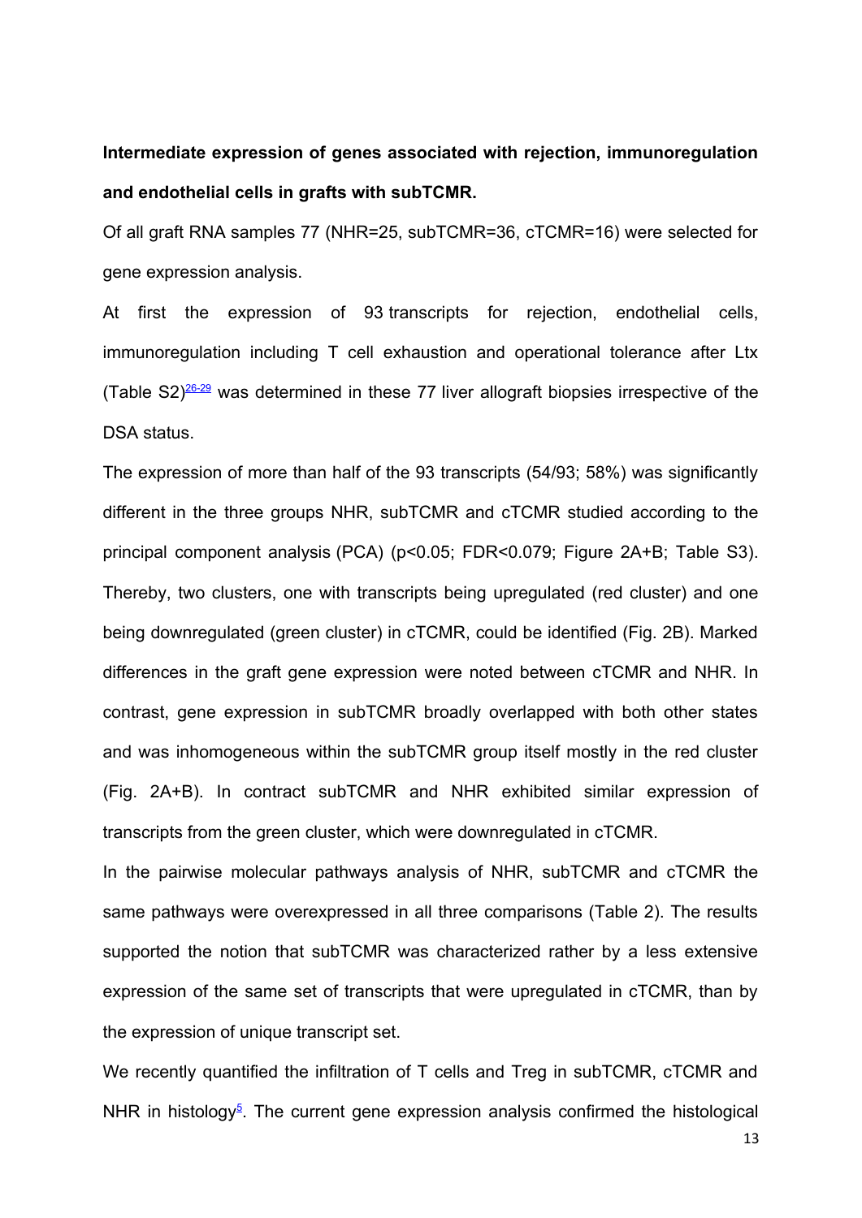**Intermediate expression of genes associated with rejection, immunoregulation and endothelial cells in grafts with subTCMR.**

Of all graft RNA samples 77 (NHR=25, subTCMR=36, cTCMR=16) were selected for gene expression analysis.

At first the expression of 93 transcripts for rejection, endothelial cells, immunoregulation including T cell exhaustion and operational tolerance after Ltx (Table S2)[26-29] was determined in these 77 liver allograft biopsies irrespective of the DSA status.

The expression of more than half of the 93 transcripts (54/93; 58%) was significantly different in the three groups NHR, subTCMR and cTCMR studied according to the principal component analysis (PCA) ($p<0.05$; FDR<0.079; Figure 2A+B; Table S3). Thereby, two clusters, one with transcripts being upregulated (red cluster) and one being downregulated (green cluster) in cTCMR, could be identified (Fig. 2B). Marked differences in the graft gene expression were noted between cTCMR and NHR. In contrast, gene expression in subTCMR broadly overlapped with both other states and was inhomogeneous within the subTCMR group itself mostly in the red cluster (Fig. 2A+B). In contract subTCMR and NHR exhibited similar expression of transcripts from the green cluster, which were downregulated in cTCMR.

In the pairwise molecular pathways analysis of NHR, subTCMR and cTCMR the same pathways were overexpressed in all three comparisons (Table 2). The results supported the notion that subTCMR was characterized rather by a less extensive expression of the same set of transcripts that were upregulated in cTCMR, than by the expression of unique transcript set.

We recently quantified the infiltration of T cells and Treg in subTCMR, cTCMR and NHR in histology[5]. The current gene expression analysis confirmed the histological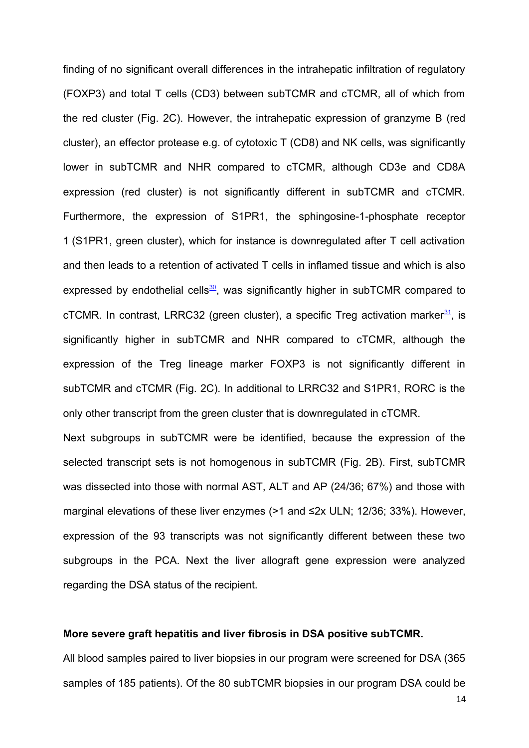finding of no significant overall differences in the intrahepatic infiltration of regulatory (FOXP3) and total T cells (CD3) between subTCMR and cTCMR, all of which from the red cluster (Fig. 2C). However, the intrahepatic expression of granzyme B (red cluster), an effector protease e.g. of cytotoxic T (CD8) and NK cells, was significantly lower in subTCMR and NHR compared to cTCMR, although CD3e and CD8A expression (red cluster) is not significantly different in subTCMR and cTCMR. Furthermore, the expression of S1PR1, the sphingosine-1-phosphate receptor 1 (S1PR1, green cluster), which for instance is downregulated after T cell activation and then leads to a retention of activated T cells in inflamed tissue and which is also expressed by endothelial cells[30], was significantly higher in subTCMR compared to cTCMR. In contrast, LRRC32 (green cluster), a specific Treg activation marker[31], is significantly higher in subTCMR and NHR compared to cTCMR, although the expression of the Treg lineage marker FOXP3 is not significantly different in subTCMR and cTCMR (Fig. 2C). In additional to LRRC32 and S1PR1, RORC is the only other transcript from the green cluster that is downregulated in cTCMR.

Next subgroups in subTCMR were be identified, because the expression of the selected transcript sets is not homogenous in subTCMR (Fig. 2B). First, subTCMR was dissected into those with normal AST, ALT and AP (24/36; 67%) and those with marginal elevations of these liver enzymes (>1 and ≤2x ULN; 12/36; 33%). However, expression of the 93 transcripts was not significantly different between these two subgroups in the PCA. Next the liver allograft gene expression were analyzed regarding the DSA status of the recipient.

**More severe graft hepatitis and liver fibrosis in DSA positive subTCMR.**

All blood samples paired to liver biopsies in our program were screened for DSA (365 samples of 185 patients). Of the 80 subTCMR biopsies in our program DSA could be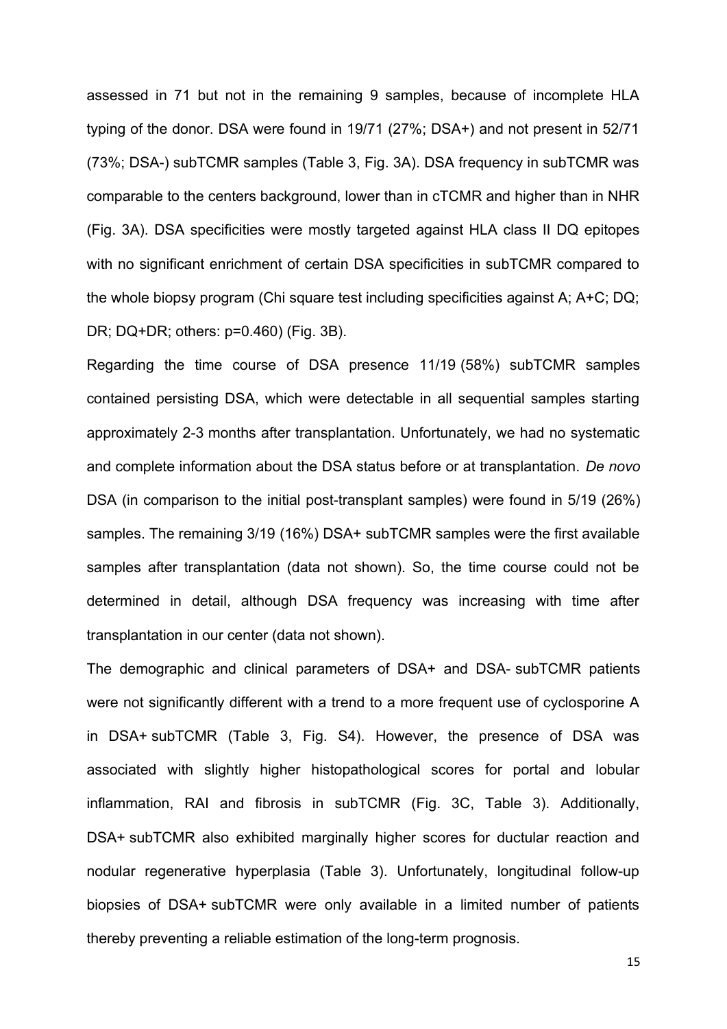assessed in 71 but not in the remaining 9 samples, because of incomplete HLA typing of the donor. DSA were found in 19/71 (27%; DSA+) and not present in 52/71 (73%; DSA-) subTCMR samples (Table 3, Fig. 3A). DSA frequency in subTCMR was comparable to the centers background, lower than in cTCMR and higher than in NHR (Fig. 3A). DSA specificities were mostly targeted against HLA class II DQ epitopes with no significant enrichment of certain DSA specificities in subTCMR compared to the whole biopsy program (Chi square test including specificities against A; A+C; DQ; DR; DQ+DR; others: p=0.460) (Fig. 3B).

Regarding the time course of DSA presence 11/19 (58%) subTCMR samples contained persisting DSA, which were detectable in all sequential samples starting approximately 2-3 months after transplantation. Unfortunately, we had no systematic and complete information about the DSA status before or at transplantation. *De novo* DSA (in comparison to the initial post-transplant samples) were found in 5/19 (26%) samples. The remaining 3/19 (16%) DSA+ subTCMR samples were the first available samples after transplantation (data not shown). So, the time course could not be determined in detail, although DSA frequency was increasing with time after transplantation in our center (data not shown).

The demographic and clinical parameters of DSA+ and DSA- subTCMR patients were not significantly different with a trend to a more frequent use of cyclosporine A in DSA+ subTCMR (Table 3, Fig. S4). However, the presence of DSA was associated with slightly higher histopathological scores for portal and lobular inflammation, RAI and fibrosis in subTCMR (Fig. 3C, Table 3). Additionally, DSA+ subTCMR also exhibited marginally higher scores for ductular reaction and nodular regenerative hyperplasia (Table 3). Unfortunately, longitudinal follow-up biopsies of DSA+ subTCMR were only available in a limited number of patients thereby preventing a reliable estimation of the long-term prognosis.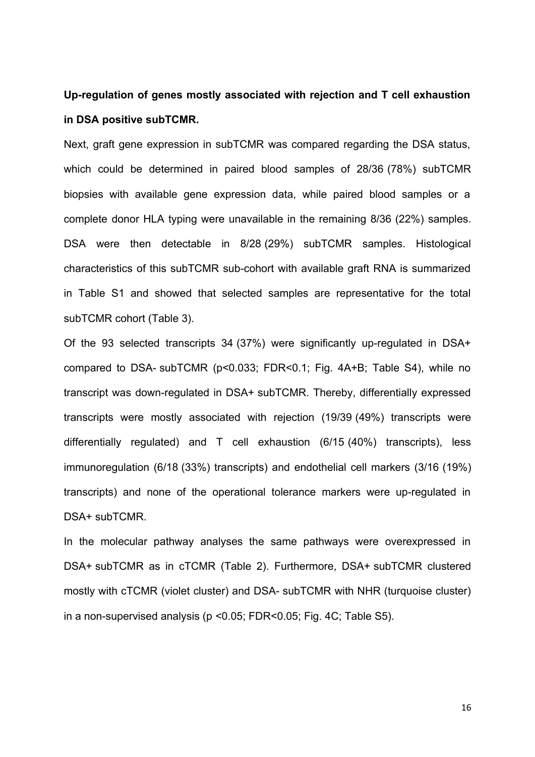**Up-regulation of genes mostly associated with rejection and T cell exhaustion in DSA positive subTCMR.**

Next, graft gene expression in subTCMR was compared regarding the DSA status, which could be determined in paired blood samples of 28/36 (78%) subTCMR biopsies with available gene expression data, while paired blood samples or a complete donor HLA typing were unavailable in the remaining 8/36 (22%) samples. DSA were then detectable in 8/28 (29%) subTCMR samples. Histological characteristics of this subTCMR sub-cohort with available graft RNA is summarized in Table S1 and showed that selected samples are representative for the total subTCMR cohort (Table 3).

Of the 93 selected transcripts 34 (37%) were significantly up-regulated in DSA+ compared to DSA- subTCMR ($p<0.033$; FDR<0.1; Fig. 4A+B; Table S4), while no transcript was down-regulated in DSA+ subTCMR. Thereby, differentially expressed transcripts were mostly associated with rejection (19/39 (49%) transcripts were differentially regulated) and T cell exhaustion (6/15 (40%) transcripts), less immunoregulation (6/18 (33%) transcripts) and endothelial cell markers (3/16 (19%) transcripts) and none of the operational tolerance markers were up-regulated in DSA+ subTCMR.

In the molecular pathway analyses the same pathways were overexpressed in DSA+ subTCMR as in cTCMR (Table 2). Furthermore, DSA+ subTCMR clustered mostly with cTCMR (violet cluster) and DSA- subTCMR with NHR (turquoise cluster) in a non-supervised analysis ($p<0.05$; FDR<0.05; Fig. 4C; Table S5).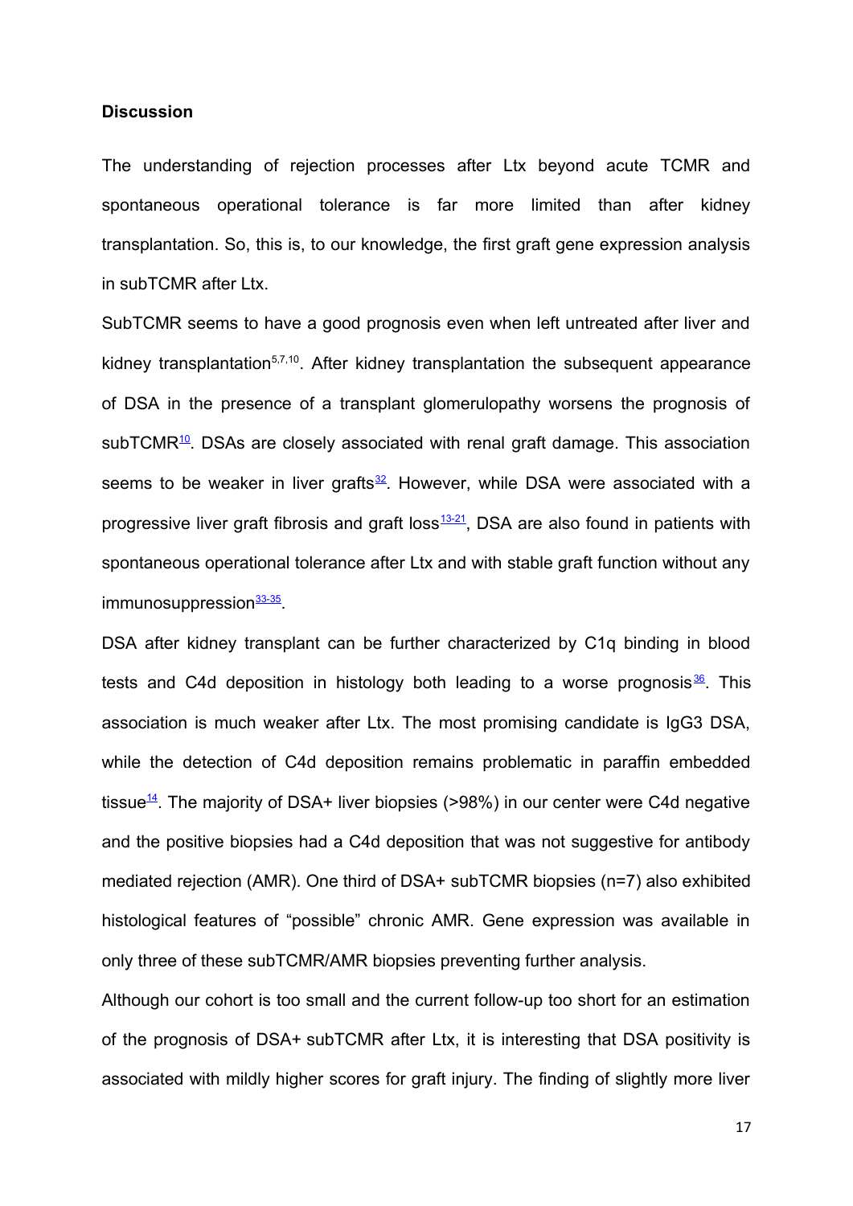**Discussion**

The understanding of rejection processes after Ltx beyond acute TCMR and spontaneous operational tolerance is far more limited than after kidney transplantation. So, this is, to our knowledge, the first graft gene expression analysis in subTCMR after Ltx.

SubTCMR seems to have a good prognosis even when left untreated after liver and kidney transplantation[5,7,10]. After kidney transplantation the subsequent appearance of DSA in the presence of a transplant glomerulopathy worsens the prognosis of subTCMR[10]. DSAs are closely associated with renal graft damage. This association seems to be weaker in liver grafts[32]. However, while DSA were associated with a progressive liver graft fibrosis and graft loss[13-21], DSA are also found in patients with spontaneous operational tolerance after Ltx and with stable graft function without any immunosuppression[33-35].

DSA after kidney transplant can be further characterized by C1q binding in blood tests and C4d deposition in histology both leading to a worse prognosis[36]. This association is much weaker after Ltx. The most promising candidate is IgG3 DSA, while the detection of C4d deposition remains problematic in paraffin embedded tissue[14]. The majority of DSA+ liver biopsies (>98%) in our center were C4d negative and the positive biopsies had a C4d deposition that was not suggestive for antibody mediated rejection (AMR). One third of DSA+ subTCMR biopsies (n=7) also exhibited histological features of "possible" chronic AMR. Gene expression was available in only three of these subTCMR/AMR biopsies preventing further analysis.

Although our cohort is too small and the current follow-up too short for an estimation of the prognosis of DSA+ subTCMR after Ltx, it is interesting that DSA positivity is associated with mildly higher scores for graft injury. The finding of slightly more liver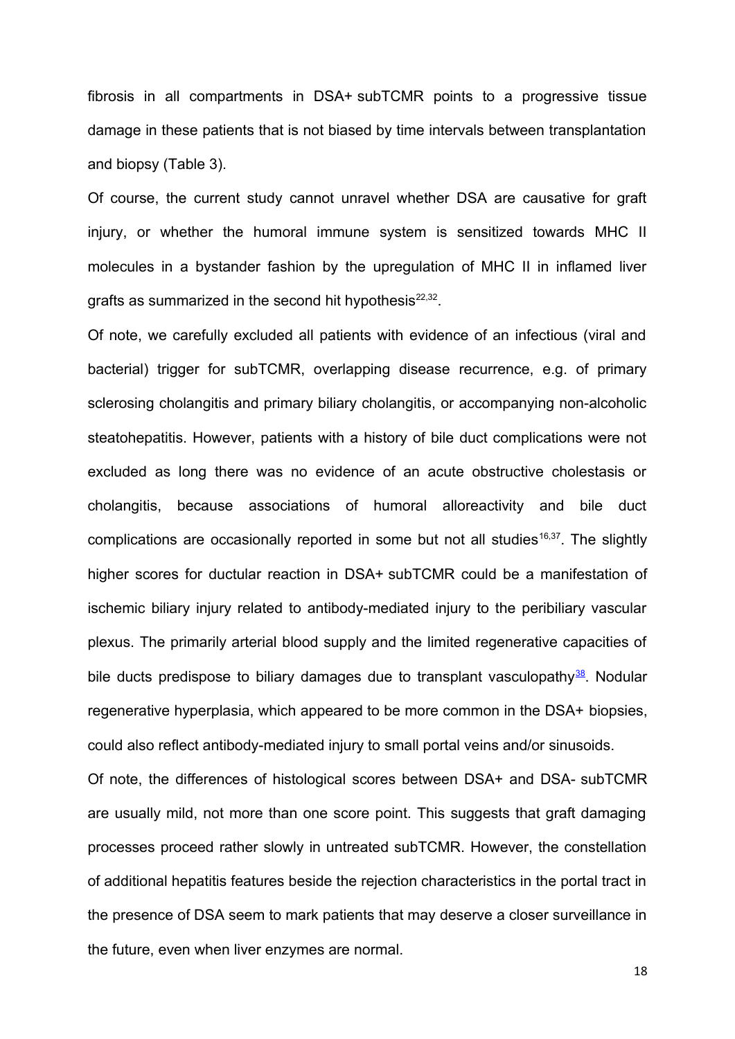fibrosis in all compartments in DSA+ subTCMR points to a progressive tissue damage in these patients that is not biased by time intervals between transplantation and biopsy (Table 3).

Of course, the current study cannot unravel whether DSA are causative for graft injury, or whether the humoral immune system is sensitized towards MHC II molecules in a bystander fashion by the upregulation of MHC II in inflamed liver grafts as summarized in the second hit hypothesis[22,32].

Of note, we carefully excluded all patients with evidence of an infectious (viral and bacterial) trigger for subTCMR, overlapping disease recurrence, e.g. of primary sclerosing cholangitis and primary biliary cholangitis, or accompanying non-alcoholic steatohepatitis. However, patients with a history of bile duct complications were not excluded as long there was no evidence of an acute obstructive cholestasis or cholangitis, because associations of humoral alloreactivity and bile duct complications are occasionally reported in some but not all studies[16,37]. The slightly higher scores for ductular reaction in DSA+ subTCMR could be a manifestation of ischemic biliary injury related to antibody-mediated injury to the peribiliary vascular plexus. The primarily arterial blood supply and the limited regenerative capacities of bile ducts predispose to biliary damages due to transplant vasculopathy[38]. Nodular regenerative hyperplasia, which appeared to be more common in the DSA+ biopsies, could also reflect antibody-mediated injury to small portal veins and/or sinusoids.

Of note, the differences of histological scores between DSA+ and DSA- subTCMR are usually mild, not more than one score point. This suggests that graft damaging processes proceed rather slowly in untreated subTCMR. However, the constellation of additional hepatitis features beside the rejection characteristics in the portal tract in the presence of DSA seem to mark patients that may deserve a closer surveillance in the future, even when liver enzymes are normal.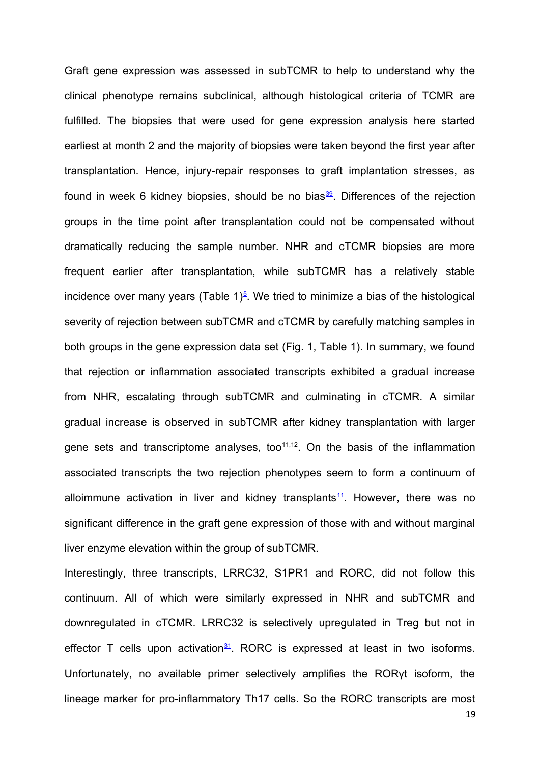Graft gene expression was assessed in subTCMR to help to understand why the clinical phenotype remains subclinical, although histological criteria of TCMR are fulfilled. The biopsies that were used for gene expression analysis here started earliest at month 2 and the majority of biopsies were taken beyond the first year after transplantation. Hence, injury-repair responses to graft implantation stresses, as found in week 6 kidney biopsies, should be no bias[39]. Differences of the rejection groups in the time point after transplantation could not be compensated without dramatically reducing the sample number. NHR and cTCMR biopsies are more frequent earlier after transplantation, while subTCMR has a relatively stable incidence over many years (Table 1)[5]. We tried to minimize a bias of the histological severity of rejection between subTCMR and cTCMR by carefully matching samples in both groups in the gene expression data set (Fig. 1, Table 1). In summary, we found that rejection or inflammation associated transcripts exhibited a gradual increase from NHR, escalating through subTCMR and culminating in cTCMR. A similar gradual increase is observed in subTCMR after kidney transplantation with larger gene sets and transcriptome analyses, too[11,12]. On the basis of the inflammation associated transcripts the two rejection phenotypes seem to form a continuum of alloimmune activation in liver and kidney transplants[11]. However, there was no significant difference in the graft gene expression of those with and without marginal liver enzyme elevation within the group of subTCMR.

Interestingly, three transcripts, LRRC32, S1PR1 and RORC, did not follow this continuum. All of which were similarly expressed in NHR and subTCMR and downregulated in cTCMR. LRRC32 is selectively upregulated in Treg but not in effector T cells upon activation[31]. RORC is expressed at least in two isoforms. Unfortunately, no available primer selectively amplifies the RORγt isoform, the lineage marker for pro-inflammatory Th17 cells. So the RORC transcripts are most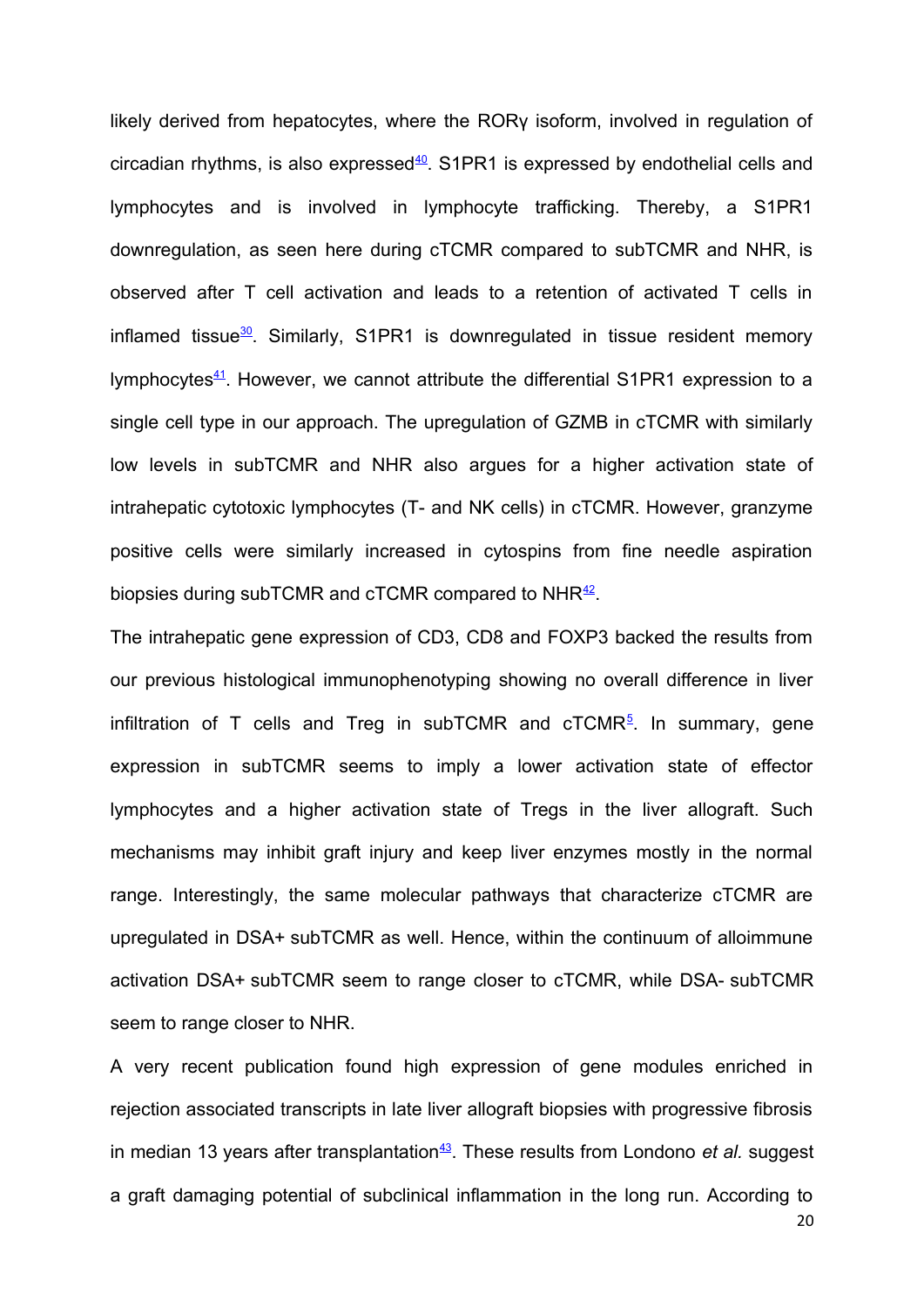likely derived from hepatocytes, where the RORγ isoform, involved in regulation of circadian rhythms, is also expressed[40]. S1PR1 is expressed by endothelial cells and lymphocytes and is involved in lymphocyte trafficking. Thereby, a S1PR1 downregulation, as seen here during cTCMR compared to subTCMR and NHR, is observed after T cell activation and leads to a retention of activated T cells in inflamed tissue[30]. Similarly, S1PR1 is downregulated in tissue resident memory lymphocytes[41]. However, we cannot attribute the differential S1PR1 expression to a single cell type in our approach. The upregulation of GZMB in cTCMR with similarly low levels in subTCMR and NHR also argues for a higher activation state of intrahepatic cytotoxic lymphocytes (T- and NK cells) in cTCMR. However, granzyme positive cells were similarly increased in cytospins from fine needle aspiration biopsies during subTCMR and cTCMR compared to NHR[42].

The intrahepatic gene expression of CD3, CD8 and FOXP3 backed the results from our previous histological immunophenotyping showing no overall difference in liver infiltration of T cells and Treg in subTCMR and cTCMR[5]. In summary, gene expression in subTCMR seems to imply a lower activation state of effector lymphocytes and a higher activation state of Tregs in the liver allograft. Such mechanisms may inhibit graft injury and keep liver enzymes mostly in the normal range. Interestingly, the same molecular pathways that characterize cTCMR are upregulated in DSA+ subTCMR as well. Hence, within the continuum of alloimmune activation DSA+ subTCMR seem to range closer to cTCMR, while DSA- subTCMR seem to range closer to NHR.

A very recent publication found high expression of gene modules enriched in rejection associated transcripts in late liver allograft biopsies with progressive fibrosis in median 13 years after transplantation[43]. These results from Londono *et al.* suggest a graft damaging potential of subclinical inflammation in the long run. According to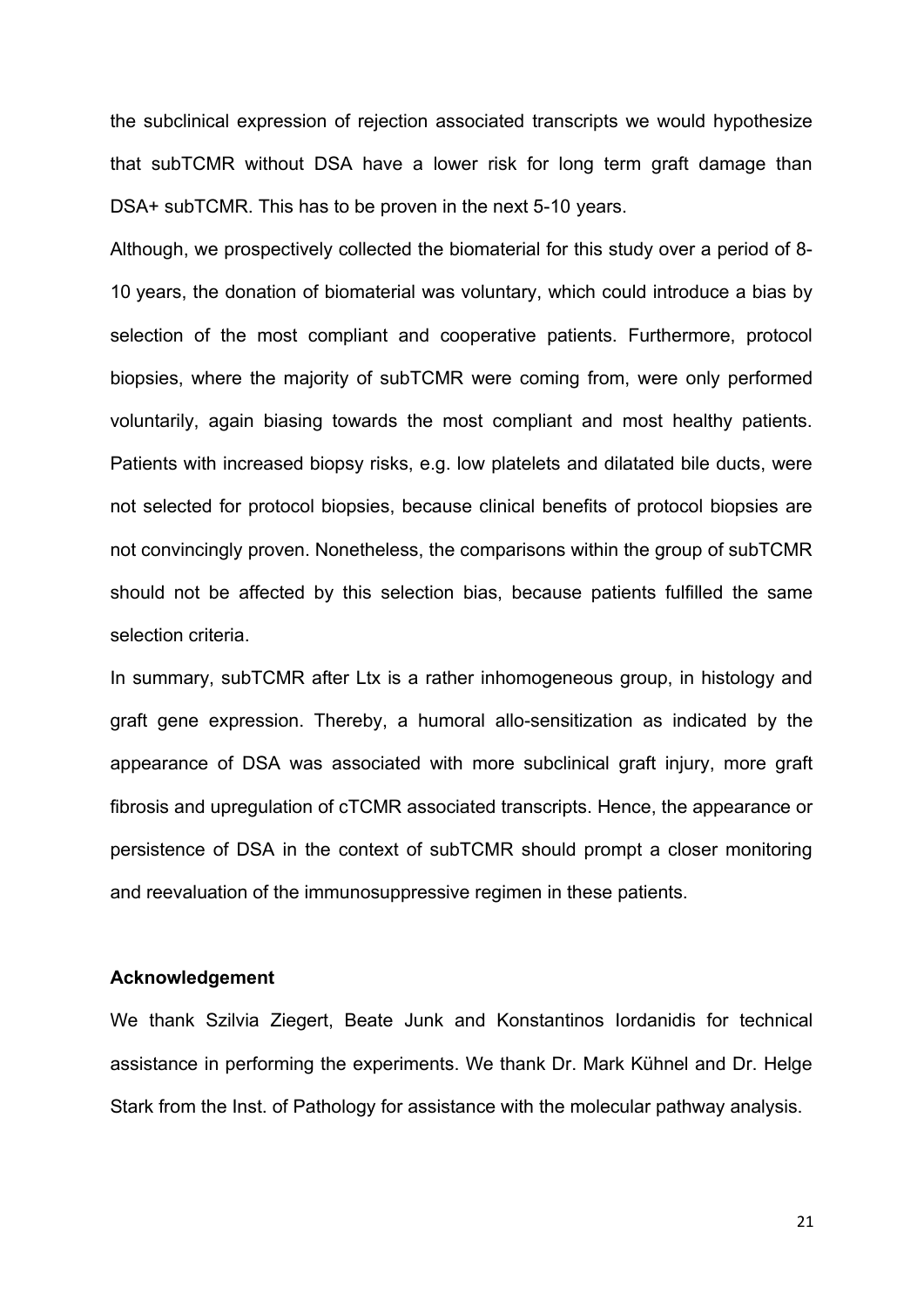the subclinical expression of rejection associated transcripts we would hypothesize that subTCMR without DSA have a lower risk for long term graft damage than DSA+ subTCMR. This has to be proven in the next 5-10 years.

Although, we prospectively collected the biomaterial for this study over a period of 8-10 years, the donation of biomaterial was voluntary, which could introduce a bias by selection of the most compliant and cooperative patients. Furthermore, protocol biopsies, where the majority of subTCMR were coming from, were only performed voluntarily, again biasing towards the most compliant and most healthy patients. Patients with increased biopsy risks, e.g. low platelets and dilatated bile ducts, were not selected for protocol biopsies, because clinical benefits of protocol biopsies are not convincingly proven. Nonetheless, the comparisons within the group of subTCMR should not be affected by this selection bias, because patients fulfilled the same selection criteria.

In summary, subTCMR after Ltx is a rather inhomogeneous group, in histology and graft gene expression. Thereby, a humoral allo-sensitization as indicated by the appearance of DSA was associated with more subclinical graft injury, more graft fibrosis and upregulation of cTCMR associated transcripts. Hence, the appearance or persistence of DSA in the context of subTCMR should prompt a closer monitoring and reevaluation of the immunosuppressive regimen in these patients.

## Acknowledgement

We thank Szilvia Ziegert, Beate Junk and Konstantinos Iordanidis for technical assistance in performing the experiments. We thank Dr. Mark Kühnel and Dr. Helge Stark from the Inst. of Pathology for assistance with the molecular pathway analysis.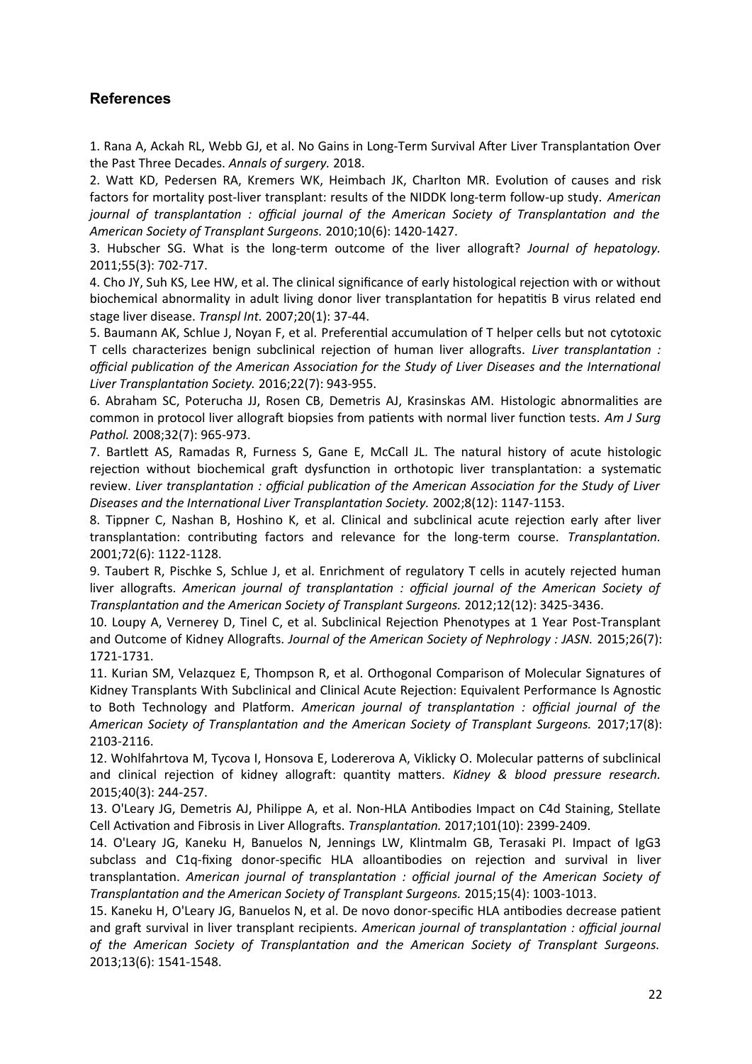## References

1. Rana A, Ackah RL, Webb GJ, et al. No Gains in Long-Term Survival After Liver Transplantation Over the Past Three Decades. *Annals of surgery.* 2018.
2. Watt KD, Pedersen RA, Kremers WK, Heimbach JK, Charlton MR. Evolution of causes and risk factors for mortality post-liver transplant: results of the NIDDK long-term follow-up study. *American journal of transplantation : official journal of the American Society of Transplantation and the American Society of Transplant Surgeons.* 2010;10(6): 1420-1427.
3. Hubscher SG. What is the long-term outcome of the liver allograft? *Journal of hepatology.* 2011;55(3): 702-717.
4. Cho JY, Suh KS, Lee HW, et al. The clinical significance of early histological rejection with or without biochemical abnormality in adult living donor liver transplantation for hepatitis B virus related end stage liver disease. *Transpl Int.* 2007;20(1): 37-44.
5. Baumann AK, Schlue J, Noyan F, et al. Preferential accumulation of T helper cells but not cytotoxic T cells characterizes benign subclinical rejection of human liver allografts. *Liver transplantation : official publication of the American Association for the Study of Liver Diseases and the International Liver Transplantation Society.* 2016;22(7): 943-955.
6. Abraham SC, Poterucha JJ, Rosen CB, Demetris AJ, Krasinskas AM. Histologic abnormalities are common in protocol liver allograft biopsies from patients with normal liver function tests. *Am J Surg Pathol.* 2008;32(7): 965-973.
7. Bartlett AS, Ramadas R, Furness S, Gane E, McCall JL. The natural history of acute histologic rejection without biochemical graft dysfunction in orthotopic liver transplantation: a systematic review. *Liver transplantation : official publication of the American Association for the Study of Liver Diseases and the International Liver Transplantation Society.* 2002;8(12): 1147-1153.
8. Tippner C, Nashan B, Hoshino K, et al. Clinical and subclinical acute rejection early after liver transplantation: contributing factors and relevance for the long-term course. *Transplantation.* 2001;72(6): 1122-1128.
9. Taubert R, Pischke S, Schlue J, et al. Enrichment of regulatory T cells in acutely rejected human liver allografts. *American journal of transplantation : official journal of the American Society of Transplantation and the American Society of Transplant Surgeons.* 2012;12(12): 3425-3436.
10. Loupy A, Vernerey D, Tinel C, et al. Subclinical Rejection Phenotypes at 1 Year Post-Transplant and Outcome of Kidney Allografts. *Journal of the American Society of Nephrology : JASN.* 2015;26(7): 1721-1731.
11. Kurian SM, Velazquez E, Thompson R, et al. Orthogonal Comparison of Molecular Signatures of Kidney Transplants With Subclinical and Clinical Acute Rejection: Equivalent Performance Is Agnostic to Both Technology and Platform. *American journal of transplantation : official journal of the American Society of Transplantation and the American Society of Transplant Surgeons.* 2017;17(8): 2103-2116.
12. Wohlfahrtova M, Tycova I, Honsova E, Lodererova A, Viklicky O. Molecular patterns of subclinical and clinical rejection of kidney allograft: quantity matters. *Kidney & blood pressure research.* 2015;40(3): 244-257.
13. O'Leary JG, Demetris AJ, Philippe A, et al. Non-HLA Antibodies Impact on C4d Staining, Stellate Cell Activation and Fibrosis in Liver Allografts. *Transplantation.* 2017;101(10): 2399-2409.
14. O'Leary JG, Kaneku H, Banuelos N, Jennings LW, Klintmalm GB, Terasaki PI. Impact of IgG3 subclass and C1q-fixing donor-specific HLA alloantibodies on rejection and survival in liver transplantation. *American journal of transplantation : official journal of the American Society of Transplantation and the American Society of Transplant Surgeons.* 2015;15(4): 1003-1013.
15. Kaneku H, O'Leary JG, Banuelos N, et al. De novo donor-specific HLA antibodies decrease patient and graft survival in liver transplant recipients. *American journal of transplantation : official journal of the American Society of Transplantation and the American Society of Transplant Surgeons.* 2013;13(6): 1541-1548.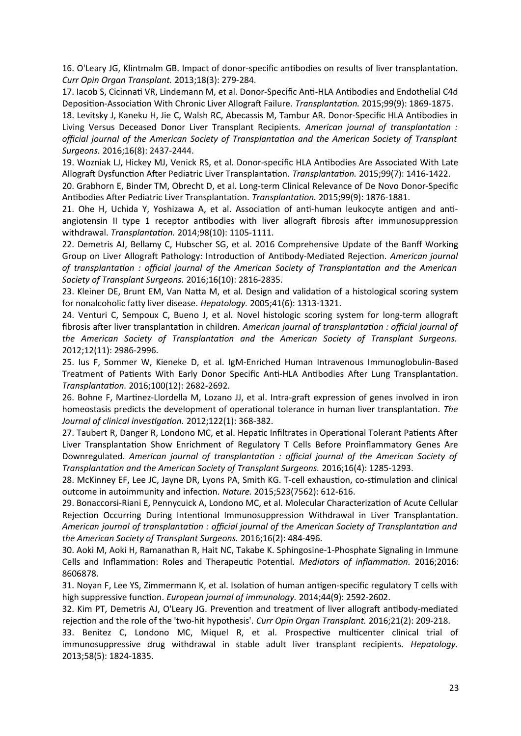16. O'Leary JG, Klintmalm GB. Impact of donor-specific antibodies on results of liver transplantation. *Curr Opin Organ Transplant.* 2013;18(3): 279-284.

17. Iacob S, Cicinnati VR, Lindemann M, et al. Donor-Specific Anti-HLA Antibodies and Endothelial C4d Deposition-Association With Chronic Liver Allograft Failure. *Transplantation.* 2015;99(9): 1869-1875.

18. Levitsky J, Kaneku H, Jie C, Walsh RC, Abecassis M, Tambur AR. Donor-Specific HLA Antibodies in Living Versus Deceased Donor Liver Transplant Recipients. *American journal of transplantation : official journal of the American Society of Transplantation and the American Society of Transplant Surgeons.* 2016;16(8): 2437-2444.

19. Wozniak LJ, Hickey MJ, Venick RS, et al. Donor-specific HLA Antibodies Are Associated With Late Allograft Dysfunction After Pediatric Liver Transplantation. *Transplantation.* 2015;99(7): 1416-1422.

20. Grabhorn E, Binder TM, Obrecht D, et al. Long-term Clinical Relevance of De Novo Donor-Specific Antibodies After Pediatric Liver Transplantation. *Transplantation.* 2015;99(9): 1876-1881.

21. Ohe H, Uchida Y, Yoshizawa A, et al. Association of anti-human leukocyte antigen and anti-angiotensin II type 1 receptor antibodies with liver allograft fibrosis after immunosuppression withdrawal. *Transplantation.* 2014;98(10): 1105-1111.

22. Demetris AJ, Bellamy C, Hubscher SG, et al. 2016 Comprehensive Update of the Banff Working Group on Liver Allograft Pathology: Introduction of Antibody-Mediated Rejection. *American journal of transplantation : official journal of the American Society of Transplantation and the American Society of Transplant Surgeons.* 2016;16(10): 2816-2835.

23. Kleiner DE, Brunt EM, Van Natta M, et al. Design and validation of a histological scoring system for nonalcoholic fatty liver disease. *Hepatology.* 2005;41(6): 1313-1321.

24. Venturi C, Sempoux C, Bueno J, et al. Novel histologic scoring system for long-term allograft fibrosis after liver transplantation in children. *American journal of transplantation : official journal of the American Society of Transplantation and the American Society of Transplant Surgeons.* 2012;12(11): 2986-2996.

25. Ius F, Sommer W, Kieneke D, et al. IgM-Enriched Human Intravenous Immunoglobulin-Based Treatment of Patients With Early Donor Specific Anti-HLA Antibodies After Lung Transplantation. *Transplantation.* 2016;100(12): 2682-2692.

26. Bohne F, Martinez-Llordella M, Lozano JJ, et al. Intra-graft expression of genes involved in iron homeostasis predicts the development of operational tolerance in human liver transplantation. *The Journal of clinical investigation.* 2012;122(1): 368-382.

27. Taubert R, Danger R, Londono MC, et al. Hepatic Infiltrates in Operational Tolerant Patients After Liver Transplantation Show Enrichment of Regulatory T Cells Before Proinflammatory Genes Are Downregulated. *American journal of transplantation : official journal of the American Society of Transplantation and the American Society of Transplant Surgeons.* 2016;16(4): 1285-1293.

28. McKinney EF, Lee JC, Jayne DR, Lyons PA, Smith KG. T-cell exhaustion, co-stimulation and clinical outcome in autoimmunity and infection. *Nature.* 2015;523(7562): 612-616.

29. Bonaccorsi-Riani E, Pennycuick A, Londono MC, et al. Molecular Characterization of Acute Cellular Rejection Occurring During Intentional Immunosuppression Withdrawal in Liver Transplantation. *American journal of transplantation : official journal of the American Society of Transplantation and the American Society of Transplant Surgeons.* 2016;16(2): 484-496.

30. Aoki M, Aoki H, Ramanathan R, Hait NC, Takabe K. Sphingosine-1-Phosphate Signaling in Immune Cells and Inflammation: Roles and Therapeutic Potential. *Mediators of inflammation.* 2016;2016: 8606878.

31. Noyan F, Lee YS, Zimmermann K, et al. Isolation of human antigen-specific regulatory T cells with high suppressive function. *European journal of immunology.* 2014;44(9): 2592-2602.

32. Kim PT, Demetris AJ, O'Leary JG. Prevention and treatment of liver allograft antibody-mediated rejection and the role of the 'two-hit hypothesis'. *Curr Opin Organ Transplant.* 2016;21(2): 209-218.

33. Benitez C, Londono MC, Miquel R, et al. Prospective multicenter clinical trial of immunosuppressive drug withdrawal in stable adult liver transplant recipients. *Hepatology.* 2013;58(5): 1824-1835.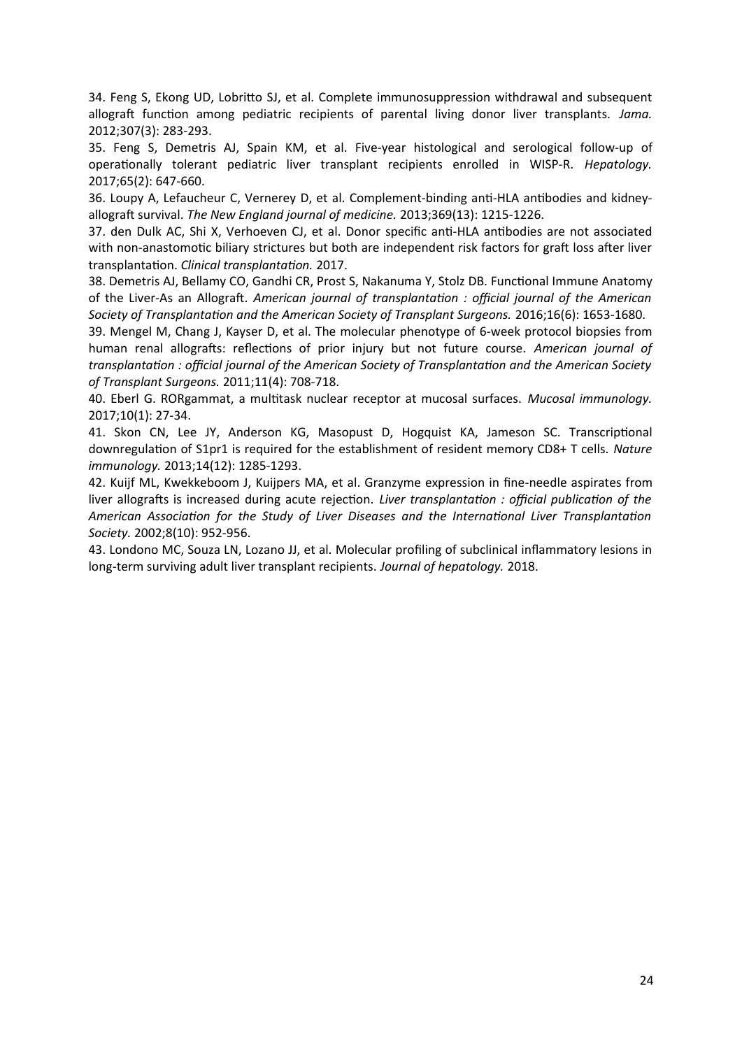34. Feng S, Ekong UD, Lobritto SJ, et al. Complete immunosuppression withdrawal and subsequent allograft function among pediatric recipients of parental living donor liver transplants. *Jama.* 2012;307(3): 283-293.

35. Feng S, Demetris AJ, Spain KM, et al. Five-year histological and serological follow-up of operationally tolerant pediatric liver transplant recipients enrolled in WISP-R. *Hepatology.* 2017;65(2): 647-660.

36. Loupy A, Lefaucheur C, Vernerey D, et al. Complement-binding anti-HLA antibodies and kidney-allograft survival. *The New England journal of medicine.* 2013;369(13): 1215-1226.

37. den Dulk AC, Shi X, Verhoeven CJ, et al. Donor specific anti-HLA antibodies are not associated with non-anastomotic biliary strictures but both are independent risk factors for graft loss after liver transplantation. *Clinical transplantation.* 2017.

38. Demetris AJ, Bellamy CO, Gandhi CR, Prost S, Nakanuma Y, Stolz DB. Functional Immune Anatomy of the Liver-As an Allograft. *American journal of transplantation : official journal of the American Society of Transplantation and the American Society of Transplant Surgeons.* 2016;16(6): 1653-1680.

39. Mengel M, Chang J, Kayser D, et al. The molecular phenotype of 6-week protocol biopsies from human renal allografts: reflections of prior injury but not future course. *American journal of transplantation : official journal of the American Society of Transplantation and the American Society of Transplant Surgeons.* 2011;11(4): 708-718.

40. Eberl G. RORgammat, a multitask nuclear receptor at mucosal surfaces. *Mucosal immunology.* 2017;10(1): 27-34.

41. Skon CN, Lee JY, Anderson KG, Masopust D, Hogquist KA, Jameson SC. Transcriptional downregulation of S1pr1 is required for the establishment of resident memory CD8+ T cells. *Nature immunology.* 2013;14(12): 1285-1293.

42. Kuijf ML, Kwekkeboom J, Kuijpers MA, et al. Granzyme expression in fine-needle aspirates from liver allografts is increased during acute rejection. *Liver transplantation : official publication of the American Association for the Study of Liver Diseases and the International Liver Transplantation Society.* 2002;8(10): 952-956.

43. Londono MC, Souza LN, Lozano JJ, et al. Molecular profiling of subclinical inflammatory lesions in long-term surviving adult liver transplant recipients. *Journal of hepatology.* 2018.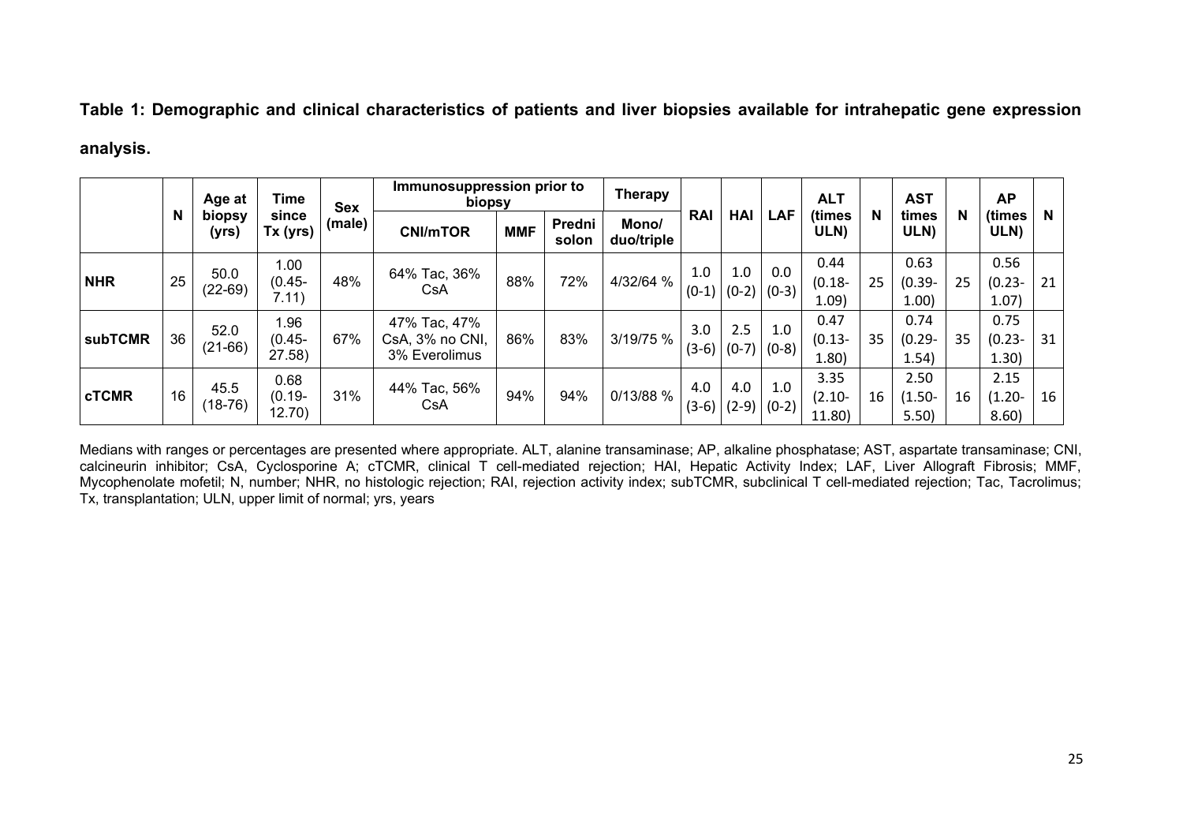**Table 1: Demographic and clinical characteristics of patients and liver biopsies available for intrahepatic gene expression analysis.**

| | N | Age at biopsy (yrs) | Time since Tx (yrs) | Sex (male) | Immunosuppression prior to biopsy | | | Therapy | RAI | HAI | LAF | ALT (times ULN) | N | AST times ULN) | N | AP (times ULN) | N |
|---|---|---|---|---|---|---|---|---|---|---|---|---|---|---|---|---|---|
| | | | | | CNI/mTOR | MMF | Prednisolon | Mono/ duo/triple | | | | | | | | | |
| **NHR** | 25 | 50.0 (22-69) | 1.00 (0.45-7.11) | 48% | 64% Tac, 36% CsA | 88% | 72% | 4/32/64 % | 1.0 (0-1) | 1.0 (0-2) | 0.0 (0-3) | 0.44 (0.18-1.09) | 25 | 0.63 (0.39-1.00) | 25 | 0.56 (0.23-1.07) | 21 |
| **subTCMR** | 36 | 52.0 (21-66) | 1.96 (0.45-27.58) | 67% | 47% Tac, 47% CsA, 3% no CNI, 3% Everolimus | 86% | 83% | 3/19/75 % | 3.0 (3-6) | 2.5 (0-7) | 1.0 (0-8) | 0.47 (0.13-1.80) | 35 | 0.74 (0.29-1.54) | 35 | 0.75 (0.23-1.30) | 31 |
| **cTCMR** | 16 | 45.5 (18-76) | 0.68 (0.19-12.70) | 31% | 44% Tac, 56% CsA | 94% | 94% | 0/13/88 % | 4.0 (3-6) | 4.0 (2-9) | 1.0 (0-2) | 3.35 (2.10-11.80) | 16 | 2.50 (1.50-5.50) | 16 | 2.15 (1.20-8.60) | 16 |

Medians with ranges or percentages are presented where appropriate. ALT, alanine transaminase; AP, alkaline phosphatase; AST, aspartate transaminase; CNI, calcineurin inhibitor; CsA, Cyclosporine A; cTCMR, clinical T cell-mediated rejection; HAI, Hepatic Activity Index; LAF, Liver Allograft Fibrosis; MMF, Mycophenolate mofetil; N, number; NHR, no histologic rejection; RAI, rejection activity index; subTCMR, subclinical T cell-mediated rejection; Tac, Tacrolimus; Tx, transplantation; ULN, upper limit of normal; yrs, years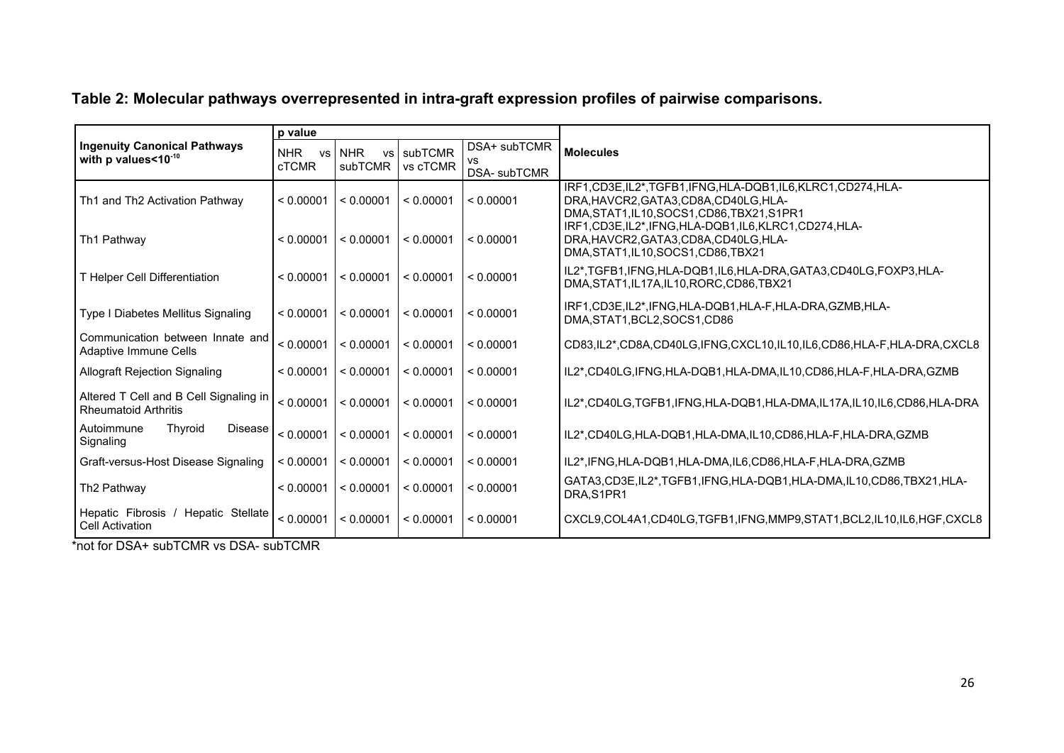**Table 2: Molecular pathways overrepresented in intra-graft expression profiles of pairwise comparisons.**

| Ingenuity Canonical Pathways with p values<$10^{-10}$ | p value | | | | Molecules |
|---|---|---|---|---|---|
| | NHR vs cTCMR | NHR vs subTCMR | subTCMR vs cTCMR | DSA+ subTCMR vs DSA- subTCMR | |
| Th1 and Th2 Activation Pathway | < 0.00001 | < 0.00001 | < 0.00001 | < 0.00001 | IRF1,CD3E,IL2*,TGFB1,IFNG,HLA-DQB1,IL6,KLRC1,CD274,HLA-DRA,HAVCR2,GATA3,CD8A,CD40LG,HLA-DMA,STAT1,IL10,SOCS1,CD86,TBX21,S1PR1 |
| Th1 Pathway | < 0.00001 | < 0.00001 | < 0.00001 | < 0.00001 | IRF1,CD3E,IL2*,IFNG,HLA-DQB1,IL6,KLRC1,CD274,HLA-DRA,HAVCR2,GATA3,CD8A,CD40LG,HLA-DMA,STAT1,IL10,SOCS1,CD86,TBX21 |
| T Helper Cell Differentiation | < 0.00001 | < 0.00001 | < 0.00001 | < 0.00001 | IL2*,TGFB1,IFNG,HLA-DQB1,IL6,HLA-DRA,GATA3,CD40LG,FOXP3,HLA-DMA,STAT1,IL17A,IL10,RORC,CD86,TBX21 |
| Type I Diabetes Mellitus Signaling | < 0.00001 | < 0.00001 | < 0.00001 | < 0.00001 | IRF1,CD3E,IL2*,IFNG,HLA-DQB1,HLA-F,HLA-DRA,GZMB,HLA-DMA,STAT1,BCL2,SOCS1,CD86 |
| Communication between Innate and Adaptive Immune Cells | < 0.00001 | < 0.00001 | < 0.00001 | < 0.00001 | CD83,IL2*,CD8A,CD40LG,IFNG,CXCL10,IL10,IL6,CD86,HLA-F,HLA-DRA,CXCL8 |
| Allograft Rejection Signaling | < 0.00001 | < 0.00001 | < 0.00001 | < 0.00001 | IL2*,CD40LG,IFNG,HLA-DQB1,HLA-DMA,IL10,CD86,HLA-F,HLA-DRA,GZMB |
| Altered T Cell and B Cell Signaling in Rheumatoid Arthritis | < 0.00001 | < 0.00001 | < 0.00001 | < 0.00001 | IL2*,CD40LG,TGFB1,IFNG,HLA-DQB1,HLA-DMA,IL17A,IL10,IL6,CD86,HLA-DRA |
| Autoimmune Thyroid Disease Signaling | < 0.00001 | < 0.00001 | < 0.00001 | < 0.00001 | IL2*,CD40LG,HLA-DQB1,HLA-DMA,IL10,CD86,HLA-F,HLA-DRA,GZMB |
| Graft-versus-Host Disease Signaling | < 0.00001 | < 0.00001 | < 0.00001 | < 0.00001 | IL2*,IFNG,HLA-DQB1,HLA-DMA,IL6,CD86,HLA-F,HLA-DRA,GZMB |
| Th2 Pathway | < 0.00001 | < 0.00001 | < 0.00001 | < 0.00001 | GATA3,CD3E,IL2*,TGFB1,IFNG,HLA-DQB1,HLA-DMA,IL10,CD86,TBX21,HLA-DRA,S1PR1 |
| Hepatic Fibrosis / Hepatic Stellate Cell Activation | < 0.00001 | < 0.00001 | < 0.00001 | < 0.00001 | CXCL9,COL4A1,CD40LG,TGFB1,IFNG,MMP9,STAT1,BCL2,IL10,IL6,HGF,CXCL8 |

*not for DSA+ subTCMR vs DSA- subTCMR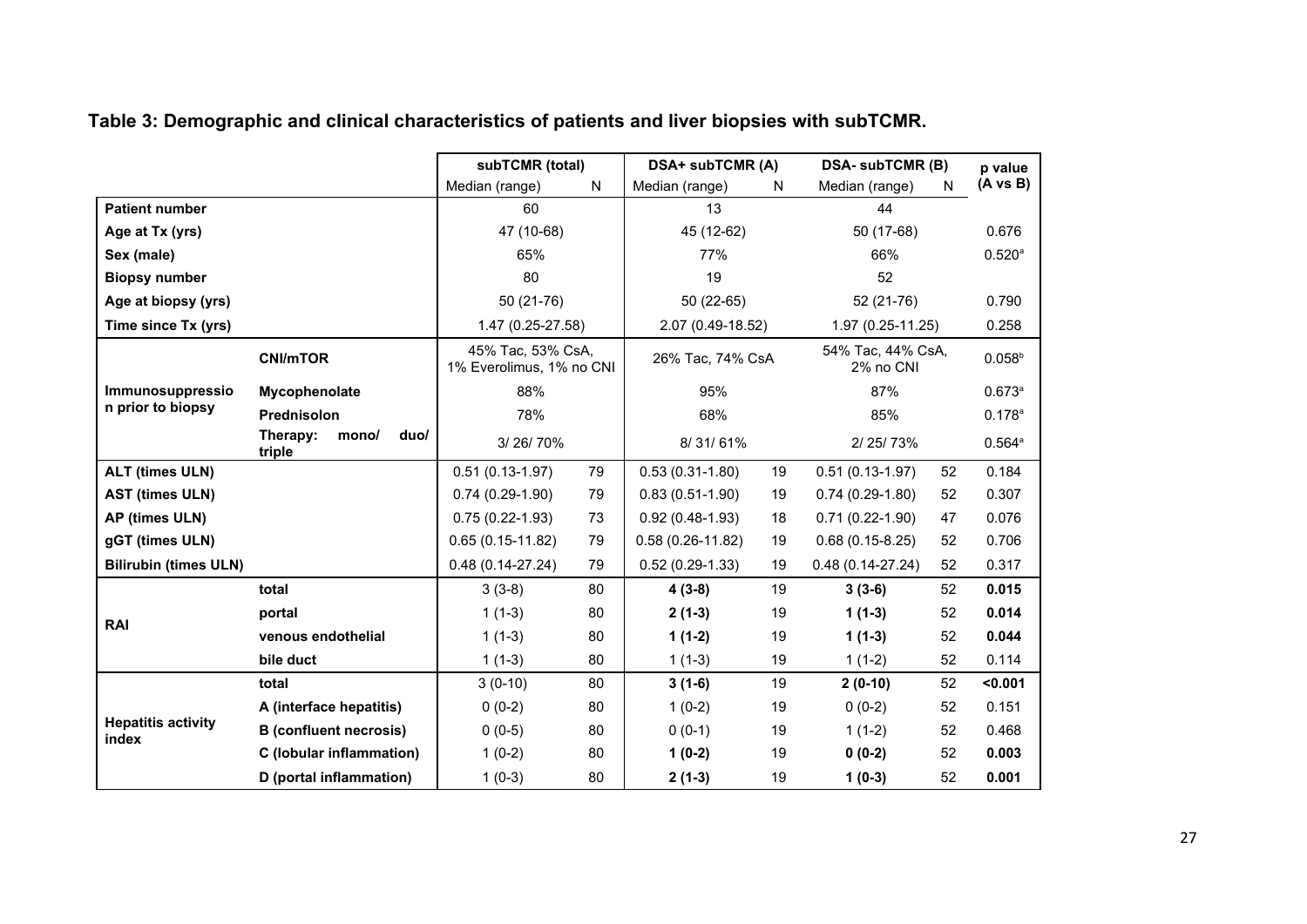**Table 3: Demographic and clinical characteristics of patients and liver biopsies with subTCMR.**

| | | subTCMR (total) | | DSA+ subTCMR (A) | | DSA- subTCMR (B) | | p value (A vs B) |
|---|---|---|---|---|---|---|---|---|
| | | Median (range) | N | Median (range) | N | Median (range) | N | |
| **Patient number** | | 60 | | 13 | | 44 | | |
| **Age at Tx (yrs)** | | 47 (10-68) | | 45 (12-62) | | 50 (17-68) | | 0.676 |
| **Sex (male)** | | 65% | | 77% | | 66% | | 0.520[a] |
| **Biopsy number** | | 80 | | 19 | | 52 | | |
| **Age at biopsy (yrs)** | | 50 (21-76) | | 50 (22-65) | | 52 (21-76) | | 0.790 |
| **Time since Tx (yrs)** | | 1.47 (0.25-27.58) | | 2.07 (0.49-18.52) | | 1.97 (0.25-11.25) | | 0.258 |
| **Immunosuppression prior to biopsy** | **CNI/mTOR** | 45% Tac, 53% CsA, 1% Everolimus, 1% no CNI | | 26% Tac, 74% CsA | | 54% Tac, 44% CsA, 2% no CNI | | 0.058[b] |
| | **Mycophenolate** | 88% | | 95% | | 87% | | 0.673[a] |
| | **Prednisolon** | 78% | | 68% | | 85% | | 0.178[a] |
| | **Therapy: mono/ duo/ triple** | 3/ 26/ 70% | | 8/ 31/ 61% | | 2/ 25/ 73% | | 0.564[a] |
| **ALT (times ULN)** | | 0.51 (0.13-1.97) | 79 | 0.53 (0.31-1.80) | 19 | 0.51 (0.13-1.97) | 52 | 0.184 |
| **AST (times ULN)** | | 0.74 (0.29-1.90) | 79 | 0.83 (0.51-1.90) | 19 | 0.74 (0.29-1.80) | 52 | 0.307 |
| **AP (times ULN)** | | 0.75 (0.22-1.93) | 73 | 0.92 (0.48-1.93) | 18 | 0.71 (0.22-1.90) | 47 | 0.076 |
| **gGT (times ULN)** | | 0.65 (0.15-11.82) | 79 | 0.58 (0.26-11.82) | 19 | 0.68 (0.15-8.25) | 52 | 0.706 |
| **Bilirubin (times ULN)** | | 0.48 (0.14-27.24) | 79 | 0.52 (0.29-1.33) | 19 | 0.48 (0.14-27.24) | 52 | 0.317 |
| **RAI** | **total** | 3 (3-8) | 80 | **4 (3-8)** | 19 | **3 (3-6)** | 52 | **0.015** |
| | **portal** | 1 (1-3) | 80 | **2 (1-3)** | 19 | **1 (1-3)** | 52 | **0.014** |
| | **venous endothelial** | 1 (1-3) | 80 | **1 (1-2)** | 19 | **1 (1-3)** | 52 | **0.044** |
| | **bile duct** | 1 (1-3) | 80 | 1 (1-3) | 19 | 1 (1-2) | 52 | 0.114 |
| **Hepatitis activity index** | **total** | 3 (0-10) | 80 | **3 (1-6)** | 19 | **2 (0-10)** | 52 | **<0.001** |
| | **A (interface hepatitis)** | 0 (0-2) | 80 | 1 (0-2) | 19 | 0 (0-2) | 52 | 0.151 |
| | **B (confluent necrosis)** | 0 (0-5) | 80 | 0 (0-1) | 19 | 1 (1-2) | 52 | 0.468 |
| | **C (lobular inflammation)** | 1 (0-2) | 80 | **1 (0-2)** | 19 | **0 (0-2)** | 52 | **0.003** |
| | **D (portal inflammation)** | 1 (0-3) | 80 | **2 (1-3)** | 19 | **1 (0-3)** | 52 | **0.001** |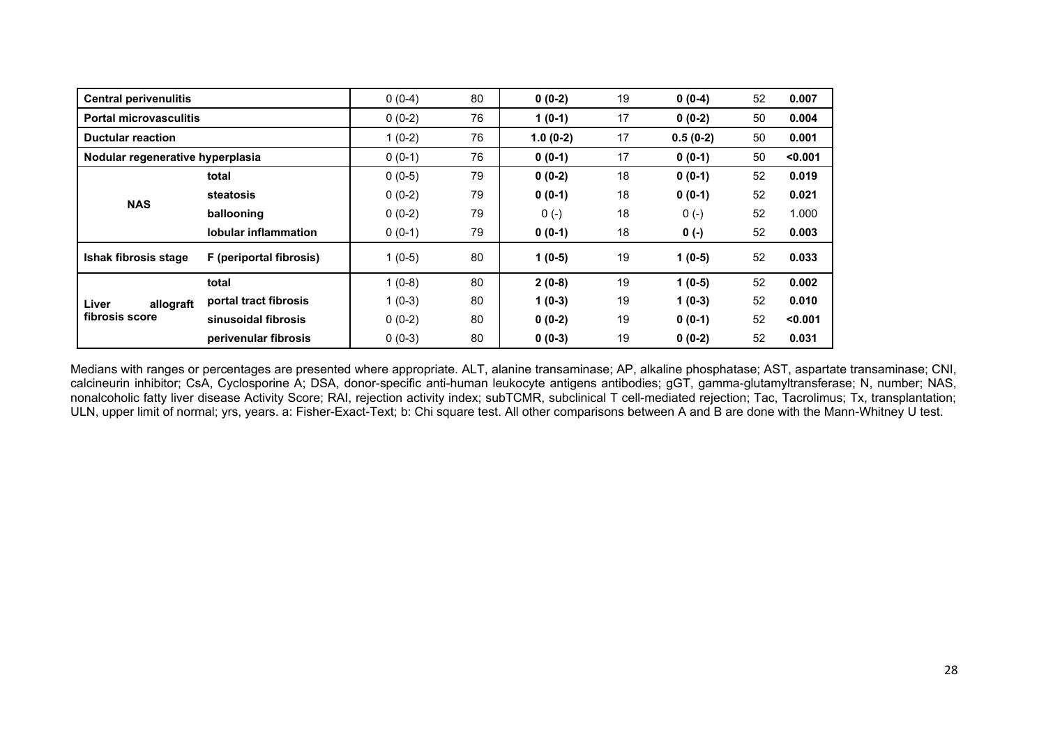| | | | | | | | | |
|---|---|---|---|---|---|---|---|---|
| **Central perivenulitis** | | 0 (0-4) | 80 | **0 (0-2)** | 19 | **0 (0-4)** | 52 | **0.007** |
| **Portal microvasculitis** | | 0 (0-2) | 76 | **1 (0-1)** | 17 | **0 (0-2)** | 50 | **0.004** |
| **Ductular reaction** | | 1 (0-2) | 76 | **1.0 (0-2)** | 17 | **0.5 (0-2)** | 50 | **0.001** |
| **Nodular regenerative hyperplasia** | | 0 (0-1) | 76 | **0 (0-1)** | 17 | **0 (0-1)** | 50 | **<0.001** |
| **NAS** | **total** | 0 (0-5) | 79 | **0 (0-2)** | 18 | **0 (0-1)** | 52 | **0.019** |
| | **steatosis** | 0 (0-2) | 79 | **0 (0-1)** | 18 | **0 (0-1)** | 52 | **0.021** |
| | **ballooning** | 0 (0-2) | 79 | 0 (-) | 18 | 0 (-) | 52 | 1.000 |
| | **lobular inflammation** | 0 (0-1) | 79 | **0 (0-1)** | 18 | **0 (-)** | 52 | **0.003** |
| **Ishak fibrosis stage** | **F (periportal fibrosis)** | 1 (0-5) | 80 | **1 (0-5)** | 19 | **1 (0-5)** | 52 | **0.033** |
| **Liver allograft fibrosis score** | **total** | 1 (0-8) | 80 | **2 (0-8)** | 19 | **1 (0-5)** | 52 | **0.002** |
| | **portal tract fibrosis** | 1 (0-3) | 80 | **1 (0-3)** | 19 | **1 (0-3)** | 52 | **0.010** |
| | **sinusoidal fibrosis** | 0 (0-2) | 80 | **0 (0-2)** | 19 | **0 (0-1)** | 52 | **<0.001** |
| | **perivenular fibrosis** | 0 (0-3) | 80 | **0 (0-3)** | 19 | **0 (0-2)** | 52 | **0.031** |

Medians with ranges or percentages are presented where appropriate. ALT, alanine transaminase; AP, alkaline phosphatase; AST, aspartate transaminase; CNI, calcineurin inhibitor; CsA, Cyclosporine A; DSA, donor-specific anti-human leukocyte antigens antibodies; gGT, gamma-glutamyltransferase; N, number; NAS, nonalcoholic fatty liver disease Activity Score; RAI, rejection activity index; subTCMR, subclinical T cell-mediated rejection; Tac, Tacrolimus; Tx, transplantation; ULN, upper limit of normal; yrs, years. a: Fisher-Exact-Text; b: Chi square test. All other comparisons between A and B are done with the Mann-Whitney U test.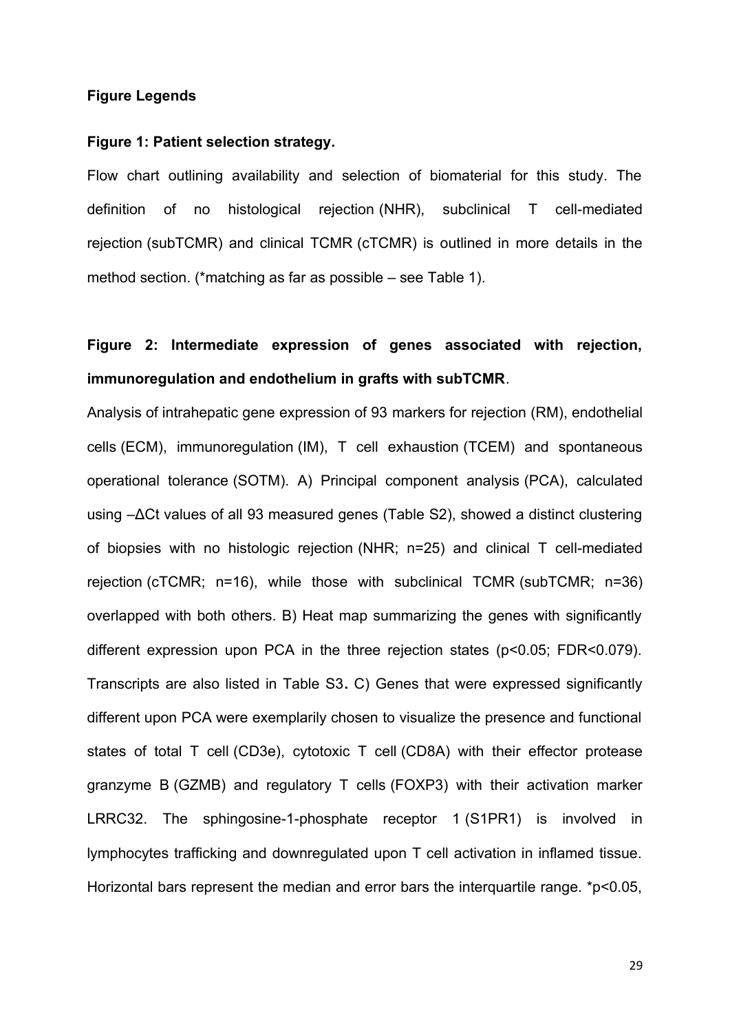## Figure Legends

### Figure 1: Patient selection strategy.

Flow chart outlining availability and selection of biomaterial for this study. The definition of no histological rejection (NHR), subclinical T cell-mediated rejection (subTCMR) and clinical TCMR (cTCMR) is outlined in more details in the method section. (*matching as far as possible – see Table 1).

### Figure 2: Intermediate expression of genes associated with rejection, immunoregulation and endothelium in grafts with subTCMR.

Analysis of intrahepatic gene expression of 93 markers for rejection (RM), endothelial cells (ECM), immunoregulation (IM), T cell exhaustion (TCEM) and spontaneous operational tolerance (SOTM). A) Principal component analysis (PCA), calculated using $-\Delta$Ct values of all 93 measured genes (Table S2), showed a distinct clustering of biopsies with no histologic rejection (NHR; n=25) and clinical T cell-mediated rejection (cTCMR; n=16), while those with subclinical TCMR (subTCMR; n=36) overlapped with both others. B) Heat map summarizing the genes with significantly different expression upon PCA in the three rejection states ($p<0.05$; FDR<0.079). Transcripts are also listed in Table S3**.** C) Genes that were expressed significantly different upon PCA were exemplarily chosen to visualize the presence and functional states of total T cell (CD3e), cytotoxic T cell (CD8A) with their effector protease granzyme B (GZMB) and regulatory T cells (FOXP3) with their activation marker LRRC32. The sphingosine-1-phosphate receptor 1 (S1PR1) is involved in lymphocytes trafficking and downregulated upon T cell activation in inflamed tissue. Horizontal bars represent the median and error bars the interquartile range. *$p<0.05$,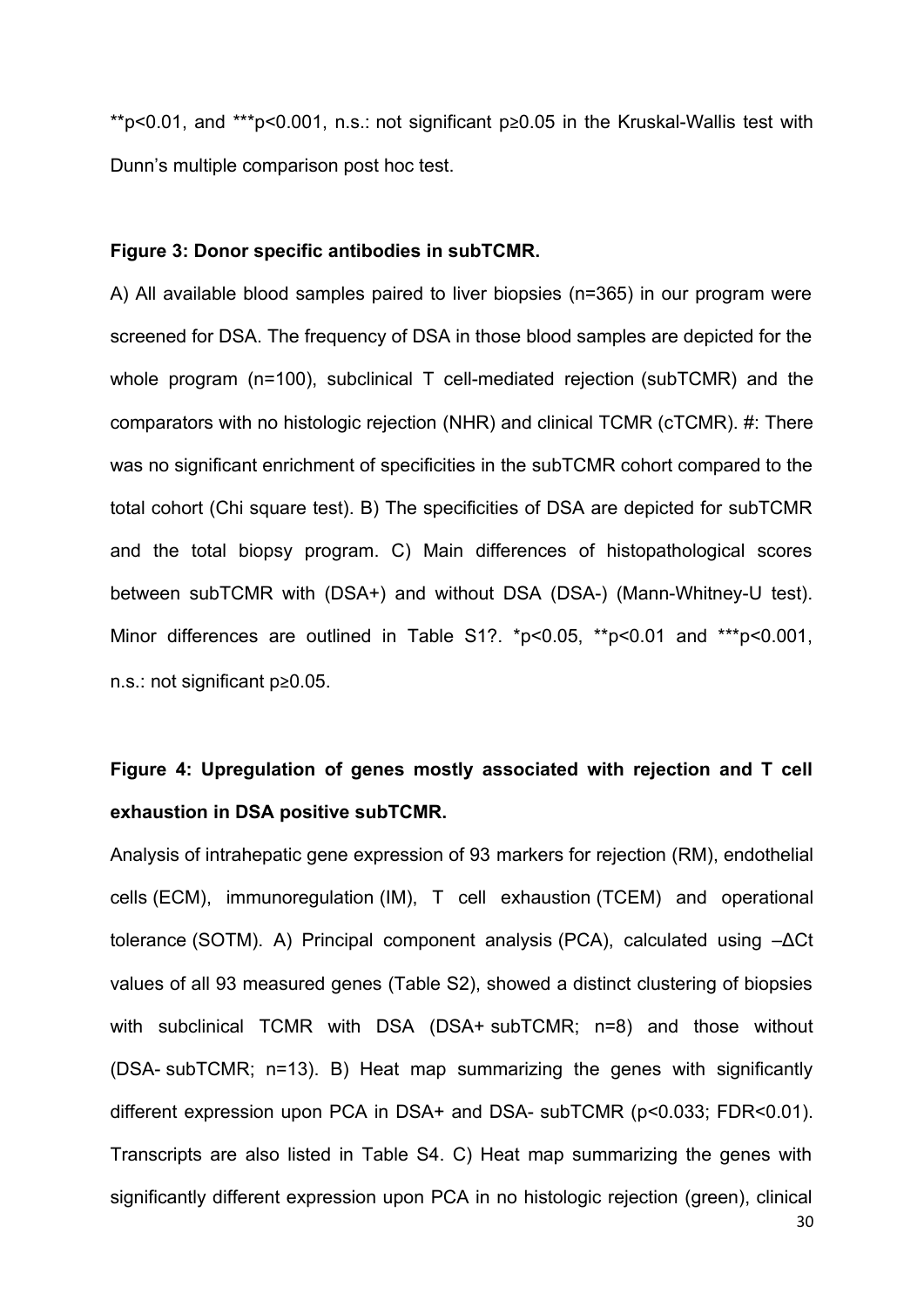**p<0.01, and ***p<0.001, n.s.: not significant p≥0.05 in the Kruskal-Wallis test with Dunn's multiple comparison post hoc test.

**Figure 3: Donor specific antibodies in subTCMR.**

A) All available blood samples paired to liver biopsies (n=365) in our program were screened for DSA. The frequency of DSA in those blood samples are depicted for the whole program (n=100), subclinical T cell-mediated rejection (subTCMR) and the comparators with no histologic rejection (NHR) and clinical TCMR (cTCMR). #: There was no significant enrichment of specificities in the subTCMR cohort compared to the total cohort (Chi square test). B) The specificities of DSA are depicted for subTCMR and the total biopsy program. C) Main differences of histopathological scores between subTCMR with (DSA+) and without DSA (DSA-) (Mann-Whitney-U test). Minor differences are outlined in Table S1?. *p<0.05, **p<0.01 and ***p<0.001, n.s.: not significant p≥0.05.

**Figure 4: Upregulation of genes mostly associated with rejection and T cell exhaustion in DSA positive subTCMR.**

Analysis of intrahepatic gene expression of 93 markers for rejection (RM), endothelial cells (ECM), immunoregulation (IM), T cell exhaustion (TCEM) and operational tolerance (SOTM). A) Principal component analysis (PCA), calculated using –ΔCt values of all 93 measured genes (Table S2), showed a distinct clustering of biopsies with subclinical TCMR with DSA (DSA+ subTCMR; n=8) and those without (DSA- subTCMR; n=13). B) Heat map summarizing the genes with significantly different expression upon PCA in DSA+ and DSA- subTCMR (p<0.033; FDR<0.01). Transcripts are also listed in Table S4. C) Heat map summarizing the genes with significantly different expression upon PCA in no histologic rejection (green), clinical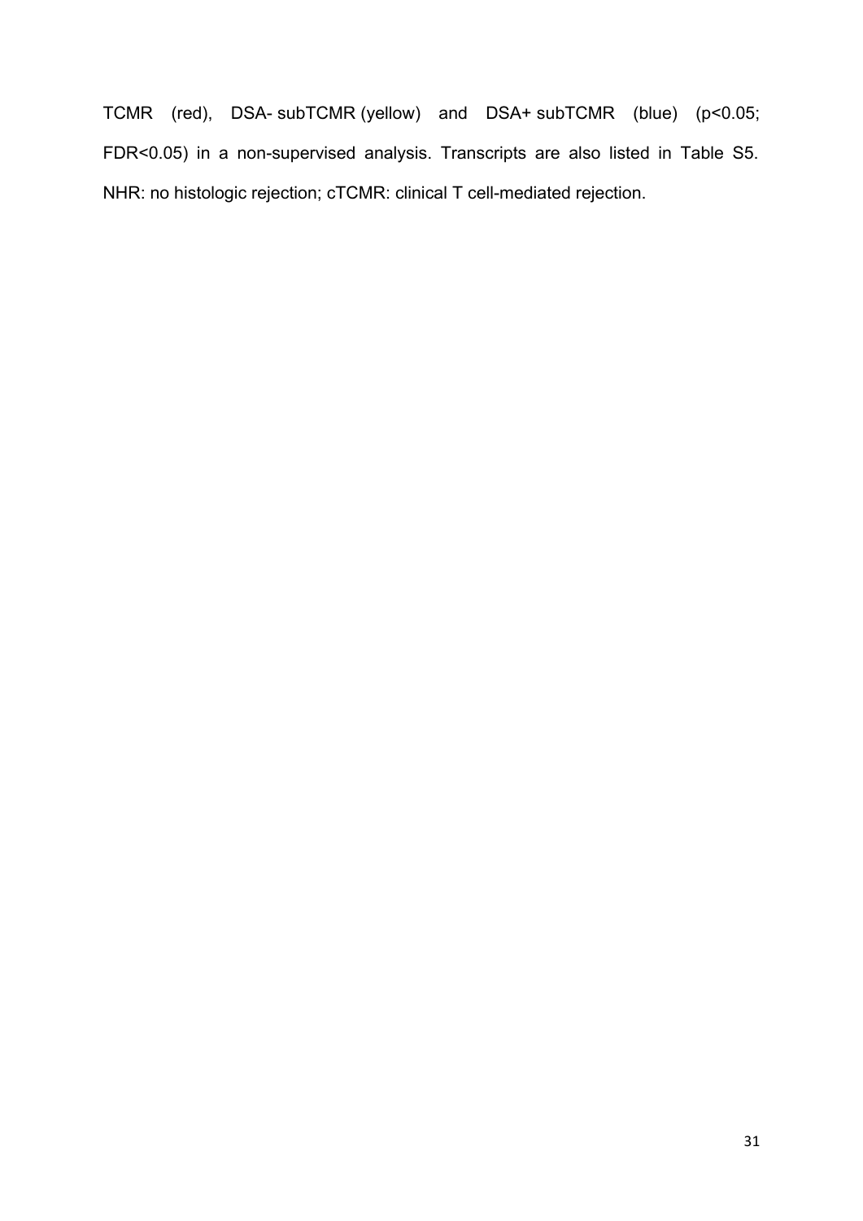TCMR (red), DSA- subTCMR (yellow) and DSA+ subTCMR (blue) ($p<0.05$; FDR<0.05) in a non-supervised analysis. Transcripts are also listed in Table S5. NHR: no histologic rejection; cTCMR: clinical T cell-mediated rejection.